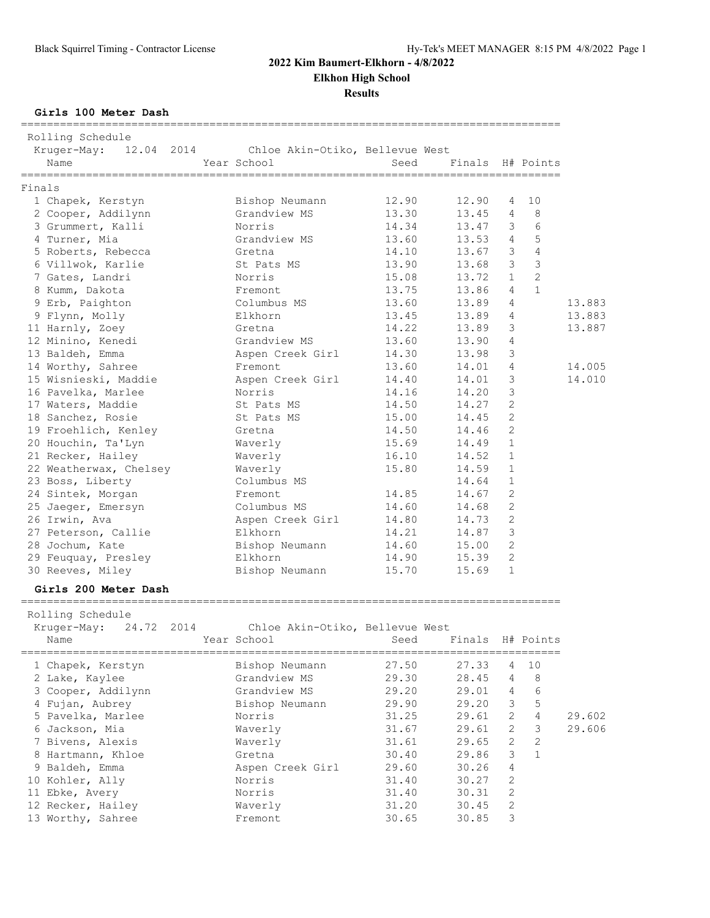# 2022 Kim Baumert-Elkhorn - 4/8/2022

## Elkhon High School

### Results

**Girls 100 Meter Dash**

Rolling Schedule
Kruger-May: 12.04 2014 Chloe Akin-Otiko, Bellevue West

Finals

| | Name | Year School | Seed | Finals | H# | Points | |
|---|---|---|---|---|---|---|---|
| 1 | Chapek, Kerstyn | Bishop Neumann | 12.90 | 12.90 | 4 | 10 | |
| 2 | Cooper, Addilynn | Grandview MS | 13.30 | 13.45 | 4 | 8 | |
| 3 | Grummert, Kalli | Norris | 14.34 | 13.47 | 3 | 6 | |
| 4 | Turner, Mia | Grandview MS | 13.60 | 13.53 | 4 | 5 | |
| 5 | Roberts, Rebecca | Gretna | 14.10 | 13.67 | 3 | 4 | |
| 6 | Villwok, Karlie | St Pats MS | 13.90 | 13.68 | 3 | 3 | |
| 7 | Gates, Landri | Norris | 15.08 | 13.72 | 1 | 2 | |
| 8 | Kumm, Dakota | Fremont | 13.75 | 13.86 | 4 | 1 | |
| 9 | Erb, Paighton | Columbus MS | 13.60 | 13.89 | 4 | | 13.883 |
| 9 | Flynn, Molly | Elkhorn | 13.45 | 13.89 | 4 | | 13.883 |
| 11 | Harnly, Zoey | Gretna | 14.22 | 13.89 | 3 | | 13.887 |
| 12 | Minino, Kenedi | Grandview MS | 13.60 | 13.90 | 4 | | |
| 13 | Baldeh, Emma | Aspen Creek Girl | 14.30 | 13.98 | 3 | | |
| 14 | Worthy, Sahree | Fremont | 13.60 | 14.01 | 4 | | 14.005 |
| 15 | Wisnieski, Maddie | Aspen Creek Girl | 14.40 | 14.01 | 3 | | 14.010 |
| 16 | Pavelka, Marlee | Norris | 14.16 | 14.20 | 3 | | |
| 17 | Waters, Maddie | St Pats MS | 14.50 | 14.27 | 2 | | |
| 18 | Sanchez, Rosie | St Pats MS | 15.00 | 14.45 | 2 | | |
| 19 | Froehlich, Kenley | Gretna | 14.50 | 14.46 | 2 | | |
| 20 | Houchin, Ta'Lyn | Waverly | 15.69 | 14.49 | 1 | | |
| 21 | Recker, Hailey | Waverly | 16.10 | 14.52 | 1 | | |
| 22 | Weatherwax, Chelsey | Waverly | 15.80 | 14.59 | 1 | | |
| 23 | Boss, Liberty | Columbus MS | | 14.64 | 1 | | |
| 24 | Sintek, Morgan | Fremont | 14.85 | 14.67 | 2 | | |
| 25 | Jaeger, Emersyn | Columbus MS | 14.60 | 14.68 | 2 | | |
| 26 | Irwin, Ava | Aspen Creek Girl | 14.80 | 14.73 | 2 | | |
| 27 | Peterson, Callie | Elkhorn | 14.21 | 14.87 | 3 | | |
| 28 | Jochum, Kate | Bishop Neumann | 14.60 | 15.00 | 2 | | |
| 29 | Feuquay, Presley | Elkhorn | 14.90 | 15.39 | 2 | | |
| 30 | Reeves, Miley | Bishop Neumann | 15.70 | 15.69 | 1 | | |

**Girls 200 Meter Dash**

Rolling Schedule
Kruger-May: 24.72 2014 Chloe Akin-Otiko, Bellevue West

| | Name | Year School | Seed | Finals | H# | Points | |
|---|---|---|---|---|---|---|---|
| 1 | Chapek, Kerstyn | Bishop Neumann | 27.50 | 27.33 | 4 | 10 | |
| 2 | Lake, Kaylee | Grandview MS | 29.30 | 28.45 | 4 | 8 | |
| 3 | Cooper, Addilynn | Grandview MS | 29.20 | 29.01 | 4 | 6 | |
| 4 | Fujan, Aubrey | Bishop Neumann | 29.90 | 29.20 | 3 | 5 | |
| 5 | Pavelka, Marlee | Norris | 31.25 | 29.61 | 2 | 4 | 29.602 |
| 6 | Jackson, Mia | Waverly | 31.67 | 29.61 | 2 | 3 | 29.606 |
| 7 | Bivens, Alexis | Waverly | 31.61 | 29.65 | 2 | 2 | |
| 8 | Hartmann, Khloe | Gretna | 30.40 | 29.86 | 3 | 1 | |
| 9 | Baldeh, Emma | Aspen Creek Girl | 29.60 | 30.26 | 4 | | |
| 10 | Kohler, Ally | Norris | 31.40 | 30.27 | 2 | | |
| 11 | Ebke, Avery | Norris | 31.40 | 30.31 | 2 | | |
| 12 | Recker, Hailey | Waverly | 31.20 | 30.45 | 2 | | |
| 13 | Worthy, Sahree | Fremont | 30.65 | 30.85 | 3 | | |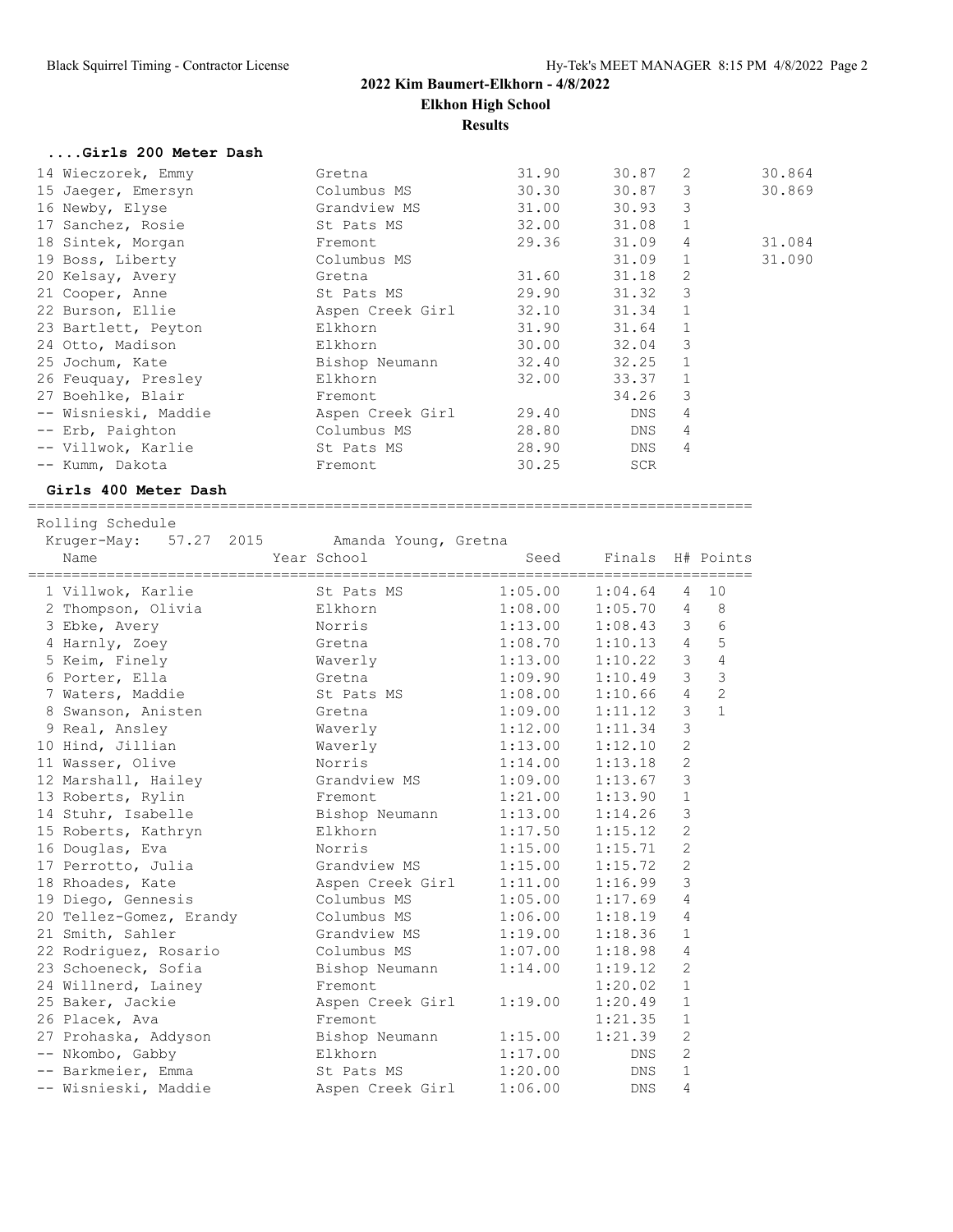# 2022 Kim Baumert-Elkhorn - 4/8/2022

## Elkhon High School

### Results

#### ....Girls 200 Meter Dash

| Name | Year School | Seed | Finals | H# | Points | |
|---|---|---|---|---|---|---|
| 14 Wieczorek, Emmy | Gretna | 31.90 | 30.87 | 2 | | 30.864 |
| 15 Jaeger, Emersyn | Columbus MS | 30.30 | 30.87 | 3 | | 30.869 |
| 16 Newby, Elyse | Grandview MS | 31.00 | 30.93 | 3 | | |
| 17 Sanchez, Rosie | St Pats MS | 32.00 | 31.08 | 1 | | |
| 18 Sintek, Morgan | Fremont | 29.36 | 31.09 | 4 | | 31.084 |
| 19 Boss, Liberty | Columbus MS | | 31.09 | 1 | | 31.090 |
| 20 Kelsay, Avery | Gretna | 31.60 | 31.18 | 2 | | |
| 21 Cooper, Anne | St Pats MS | 29.90 | 31.32 | 3 | | |
| 22 Burson, Ellie | Aspen Creek Girl | 32.10 | 31.34 | 1 | | |
| 23 Bartlett, Peyton | Elkhorn | 31.90 | 31.64 | 1 | | |
| 24 Otto, Madison | Elkhorn | 30.00 | 32.04 | 3 | | |
| 25 Jochum, Kate | Bishop Neumann | 32.40 | 32.25 | 1 | | |
| 26 Feuquay, Presley | Elkhorn | 32.00 | 33.37 | 1 | | |
| 27 Boehlke, Blair | Fremont | | 34.26 | 3 | | |
| -- Wisnieski, Maddie | Aspen Creek Girl | 29.40 | DNS | 4 | | |
| -- Erb, Paighton | Columbus MS | 28.80 | DNS | 4 | | |
| -- Villwok, Karlie | St Pats MS | 28.90 | DNS | 4 | | |
| -- Kumm, Dakota | Fremont | 30.25 | SCR | | | |

#### Girls 400 Meter Dash

Rolling Schedule

Kruger-May: 57.27 2015 Amanda Young, Gretna

| Name | Year School | Seed | Finals | H# | Points |
|---|---|---|---|---|---|
| 1 Villwok, Karlie | St Pats MS | 1:05.00 | 1:04.64 | 4 | 10 |
| 2 Thompson, Olivia | Elkhorn | 1:08.00 | 1:05.70 | 4 | 8 |
| 3 Ebke, Avery | Norris | 1:13.00 | 1:08.43 | 3 | 6 |
| 4 Harnly, Zoey | Gretna | 1:08.70 | 1:10.13 | 4 | 5 |
| 5 Keim, Finely | Waverly | 1:13.00 | 1:10.22 | 3 | 4 |
| 6 Porter, Ella | Gretna | 1:09.90 | 1:10.49 | 3 | 3 |
| 7 Waters, Maddie | St Pats MS | 1:08.00 | 1:10.66 | 4 | 2 |
| 8 Swanson, Anisten | Gretna | 1:09.00 | 1:11.12 | 3 | 1 |
| 9 Real, Ansley | Waverly | 1:12.00 | 1:11.34 | 3 | |
| 10 Hind, Jillian | Waverly | 1:13.00 | 1:12.10 | 2 | |
| 11 Wasser, Olive | Norris | 1:14.00 | 1:13.18 | 2 | |
| 12 Marshall, Hailey | Grandview MS | 1:09.00 | 1:13.67 | 3 | |
| 13 Roberts, Rylin | Fremont | 1:21.00 | 1:13.90 | 1 | |
| 14 Stuhr, Isabelle | Bishop Neumann | 1:13.00 | 1:14.26 | 3 | |
| 15 Roberts, Kathryn | Elkhorn | 1:17.50 | 1:15.12 | 2 | |
| 16 Douglas, Eva | Norris | 1:15.00 | 1:15.71 | 2 | |
| 17 Perrotto, Julia | Grandview MS | 1:15.00 | 1:15.72 | 2 | |
| 18 Rhoades, Kate | Aspen Creek Girl | 1:11.00 | 1:16.99 | 3 | |
| 19 Diego, Gennesis | Columbus MS | 1:05.00 | 1:17.69 | 4 | |
| 20 Tellez-Gomez, Erandy | Columbus MS | 1:06.00 | 1:18.19 | 4 | |
| 21 Smith, Sahler | Grandview MS | 1:19.00 | 1:18.36 | 1 | |
| 22 Rodriguez, Rosario | Columbus MS | 1:07.00 | 1:18.98 | 4 | |
| 23 Schoeneck, Sofia | Bishop Neumann | 1:14.00 | 1:19.12 | 2 | |
| 24 Willnerd, Lainey | Fremont | | 1:20.02 | 1 | |
| 25 Baker, Jackie | Aspen Creek Girl | 1:19.00 | 1:20.49 | 1 | |
| 26 Placek, Ava | Fremont | | 1:21.35 | 1 | |
| 27 Prohaska, Addyson | Bishop Neumann | 1:15.00 | 1:21.39 | 2 | |
| -- Nkombo, Gabby | Elkhorn | 1:17.00 | DNS | 2 | |
| -- Barkmeier, Emma | St Pats MS | 1:20.00 | DNS | 1 | |
| -- Wisnieski, Maddie | Aspen Creek Girl | 1:06.00 | DNS | 4 | |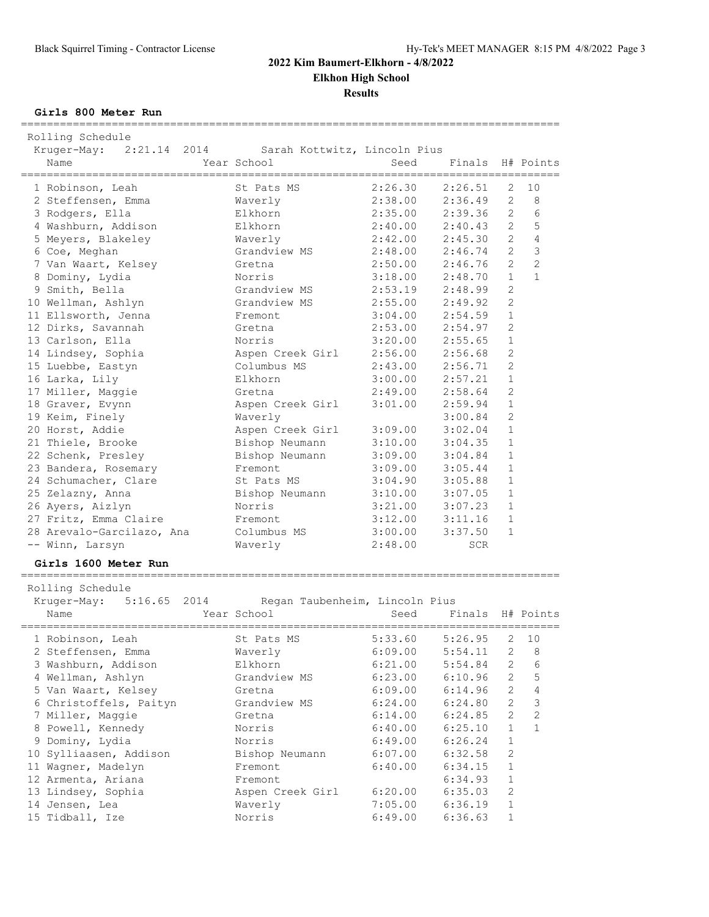# 2022 Kim Baumert-Elkhorn - 4/8/2022

## Elkhon High School

### Results

**Girls 800 Meter Run**

Rolling Schedule
Kruger-May: 2:21.14 2014 Sarah Kottwitz, Lincoln Pius

| Place | Name | Year School | Seed | Finals | H# | Points |
|---|---|---|---|---|---|---|
| 1 | Robinson, Leah | St Pats MS | 2:26.30 | 2:26.51 | 2 | 10 |
| 2 | Steffensen, Emma | Waverly | 2:38.00 | 2:36.49 | 2 | 8 |
| 3 | Rodgers, Ella | Elkhorn | 2:35.00 | 2:39.36 | 2 | 6 |
| 4 | Washburn, Addison | Elkhorn | 2:40.00 | 2:40.43 | 2 | 5 |
| 5 | Meyers, Blakeley | Waverly | 2:42.00 | 2:45.30 | 2 | 4 |
| 6 | Coe, Meghan | Grandview MS | 2:48.00 | 2:46.74 | 2 | 3 |
| 7 | Van Waart, Kelsey | Gretna | 2:50.00 | 2:46.76 | 2 | 2 |
| 8 | Dominy, Lydia | Norris | 3:18.00 | 2:48.70 | 1 | 1 |
| 9 | Smith, Bella | Grandview MS | 2:53.19 | 2:48.99 | 2 | |
| 10 | Wellman, Ashlyn | Grandview MS | 2:55.00 | 2:49.92 | 2 | |
| 11 | Ellsworth, Jenna | Fremont | 3:04.00 | 2:54.59 | 1 | |
| 12 | Dirks, Savannah | Gretna | 2:53.00 | 2:54.97 | 2 | |
| 13 | Carlson, Ella | Norris | 3:20.00 | 2:55.65 | 1 | |
| 14 | Lindsey, Sophia | Aspen Creek Girl | 2:56.00 | 2:56.68 | 2 | |
| 15 | Luebbe, Eastyn | Columbus MS | 2:43.00 | 2:56.71 | 2 | |
| 16 | Larka, Lily | Elkhorn | 3:00.00 | 2:57.21 | 1 | |
| 17 | Miller, Maggie | Gretna | 2:49.00 | 2:58.64 | 2 | |
| 18 | Graver, Evynn | Aspen Creek Girl | 3:01.00 | 2:59.94 | 1 | |
| 19 | Keim, Finely | Waverly | | 3:00.84 | 2 | |
| 20 | Horst, Addie | Aspen Creek Girl | 3:09.00 | 3:02.04 | 1 | |
| 21 | Thiele, Brooke | Bishop Neumann | 3:10.00 | 3:04.35 | 1 | |
| 22 | Schenk, Presley | Bishop Neumann | 3:09.00 | 3:04.84 | 1 | |
| 23 | Bandera, Rosemary | Fremont | 3:09.00 | 3:05.44 | 1 | |
| 24 | Schumacher, Clare | St Pats MS | 3:04.90 | 3:05.88 | 1 | |
| 25 | Zelazny, Anna | Bishop Neumann | 3:10.00 | 3:07.05 | 1 | |
| 26 | Ayers, Aizlyn | Norris | 3:21.00 | 3:07.23 | 1 | |
| 27 | Fritz, Emma Claire | Fremont | 3:12.00 | 3:11.16 | 1 | |
| 28 | Arevalo-Garcilazo, Ana | Columbus MS | 3:00.00 | 3:37.50 | 1 | |
| -- | Winn, Larsyn | Waverly | 2:48.00 | SCR | | |

**Girls 1600 Meter Run**

Rolling Schedule
Kruger-May: 5:16.65 2014 Regan Taubenheim, Lincoln Pius

| Place | Name | Year School | Seed | Finals | H# | Points |
|---|---|---|---|---|---|---|
| 1 | Robinson, Leah | St Pats MS | 5:33.60 | 5:26.95 | 2 | 10 |
| 2 | Steffensen, Emma | Waverly | 6:09.00 | 5:54.11 | 2 | 8 |
| 3 | Washburn, Addison | Elkhorn | 6:21.00 | 5:54.84 | 2 | 6 |
| 4 | Wellman, Ashlyn | Grandview MS | 6:23.00 | 6:10.96 | 2 | 5 |
| 5 | Van Waart, Kelsey | Gretna | 6:09.00 | 6:14.96 | 2 | 4 |
| 6 | Christoffels, Paityn | Grandview MS | 6:24.00 | 6:24.80 | 2 | 3 |
| 7 | Miller, Maggie | Gretna | 6:14.00 | 6:24.85 | 2 | 2 |
| 8 | Powell, Kennedy | Norris | 6:40.00 | 6:25.10 | 1 | 1 |
| 9 | Dominy, Lydia | Norris | 6:49.00 | 6:26.24 | 1 | |
| 10 | Sylliaasen, Addison | Bishop Neumann | 6:07.00 | 6:32.58 | 2 | |
| 11 | Wagner, Madelyn | Fremont | 6:40.00 | 6:34.15 | 1 | |
| 12 | Armenta, Ariana | Fremont | | 6:34.93 | 1 | |
| 13 | Lindsey, Sophia | Aspen Creek Girl | 6:20.00 | 6:35.03 | 2 | |
| 14 | Jensen, Lea | Waverly | 7:05.00 | 6:36.19 | 1 | |
| 15 | Tidball, Ize | Norris | 6:49.00 | 6:36.63 | 1 | |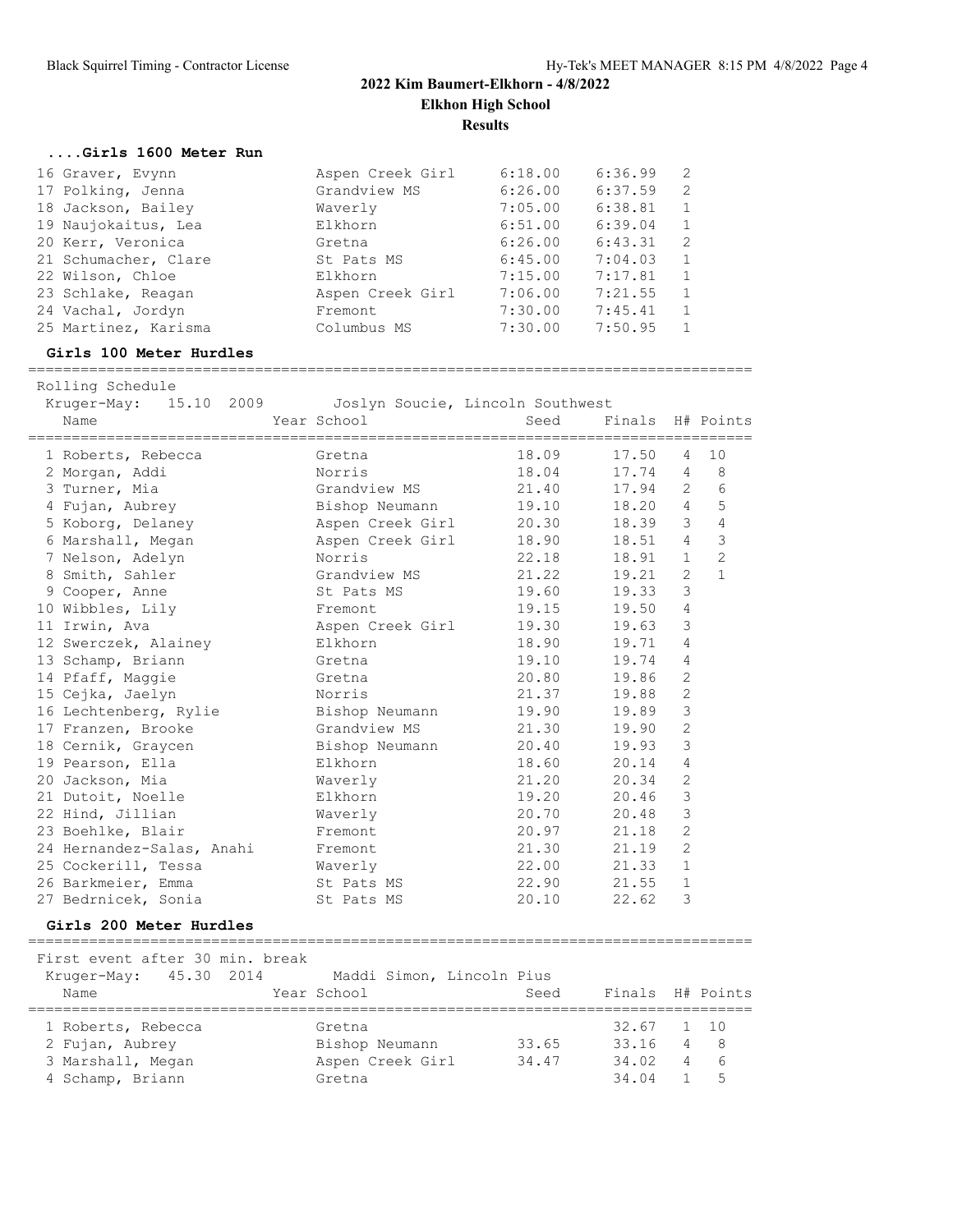## 2022 Kim Baumert-Elkhorn - 4/8/2022

**Elkhon High School**

**Results**

### ....Girls 1600 Meter Run

| Place | Name | School | Seed | Finals | H# |
|---|---|---|---|---|---|
| 16 | Graver, Evynn | Aspen Creek Girl | 6:18.00 | 6:36.99 | 2 |
| 17 | Polking, Jenna | Grandview MS | 6:26.00 | 6:37.59 | 2 |
| 18 | Jackson, Bailey | Waverly | 7:05.00 | 6:38.81 | 1 |
| 19 | Naujokaitus, Lea | Elkhorn | 6:51.00 | 6:39.04 | 1 |
| 20 | Kerr, Veronica | Gretna | 6:26.00 | 6:43.31 | 2 |
| 21 | Schumacher, Clare | St Pats MS | 6:45.00 | 7:04.03 | 1 |
| 22 | Wilson, Chloe | Elkhorn | 7:15.00 | 7:17.81 | 1 |
| 23 | Schlake, Reagan | Aspen Creek Girl | 7:06.00 | 7:21.55 | 1 |
| 24 | Vachal, Jordyn | Fremont | 7:30.00 | 7:45.41 | 1 |
| 25 | Martinez, Karisma | Columbus MS | 7:30.00 | 7:50.95 | 1 |

### Girls 100 Meter Hurdles

Rolling Schedule

Kruger-May: 15.10 2009 Joslyn Soucie, Lincoln Southwest

| Place | Name | Year | School | Seed | Finals | H# | Points |
|---|---|---|---|---|---|---|---|
| 1 | Roberts, Rebecca | | Gretna | 18.09 | 17.50 | 4 | 10 |
| 2 | Morgan, Addi | | Norris | 18.04 | 17.74 | 4 | 8 |
| 3 | Turner, Mia | | Grandview MS | 21.40 | 17.94 | 2 | 6 |
| 4 | Fujan, Aubrey | | Bishop Neumann | 19.10 | 18.20 | 4 | 5 |
| 5 | Koborg, Delaney | | Aspen Creek Girl | 20.30 | 18.39 | 3 | 4 |
| 6 | Marshall, Megan | | Aspen Creek Girl | 18.90 | 18.51 | 4 | 3 |
| 7 | Nelson, Adelyn | | Norris | 22.18 | 18.91 | 1 | 2 |
| 8 | Smith, Sahler | | Grandview MS | 21.22 | 19.21 | 2 | 1 |
| 9 | Cooper, Anne | | St Pats MS | 19.60 | 19.33 | 3 | |
| 10 | Wibbles, Lily | | Fremont | 19.15 | 19.50 | 4 | |
| 11 | Irwin, Ava | | Aspen Creek Girl | 19.30 | 19.63 | 3 | |
| 12 | Swerczek, Alainey | | Elkhorn | 18.90 | 19.71 | 4 | |
| 13 | Schamp, Briann | | Gretna | 19.10 | 19.74 | 4 | |
| 14 | Pfaff, Maggie | | Gretna | 20.80 | 19.86 | 2 | |
| 15 | Cejka, Jaelyn | | Norris | 21.37 | 19.88 | 2 | |
| 16 | Lechtenberg, Rylie | | Bishop Neumann | 19.90 | 19.89 | 3 | |
| 17 | Franzen, Brooke | | Grandview MS | 21.30 | 19.90 | 2 | |
| 18 | Cernik, Graycen | | Bishop Neumann | 20.40 | 19.93 | 3 | |
| 19 | Pearson, Ella | | Elkhorn | 18.60 | 20.14 | 4 | |
| 20 | Jackson, Mia | | Waverly | 21.20 | 20.34 | 2 | |
| 21 | Dutoit, Noelle | | Elkhorn | 19.20 | 20.46 | 3 | |
| 22 | Hind, Jillian | | Waverly | 20.70 | 20.48 | 3 | |
| 23 | Boehlke, Blair | | Fremont | 20.97 | 21.18 | 2 | |
| 24 | Hernandez-Salas, Anahi | | Fremont | 21.30 | 21.19 | 2 | |
| 25 | Cockerill, Tessa | | Waverly | 22.00 | 21.33 | 1 | |
| 26 | Barkmeier, Emma | | St Pats MS | 22.90 | 21.55 | 1 | |
| 27 | Bedrnicek, Sonia | | St Pats MS | 20.10 | 22.62 | 3 | |

### Girls 200 Meter Hurdles

First event after 30 min. break

Kruger-May: 45.30 2014 Maddi Simon, Lincoln Pius

| Place | Name | Year | School | Seed | Finals | H# | Points |
|---|---|---|---|---|---|---|---|
| 1 | Roberts, Rebecca | | Gretna | | 32.67 | 1 | 10 |
| 2 | Fujan, Aubrey | | Bishop Neumann | 33.65 | 33.16 | 4 | 8 |
| 3 | Marshall, Megan | | Aspen Creek Girl | 34.47 | 34.02 | 4 | 6 |
| 4 | Schamp, Briann | | Gretna | | 34.04 | 1 | 5 |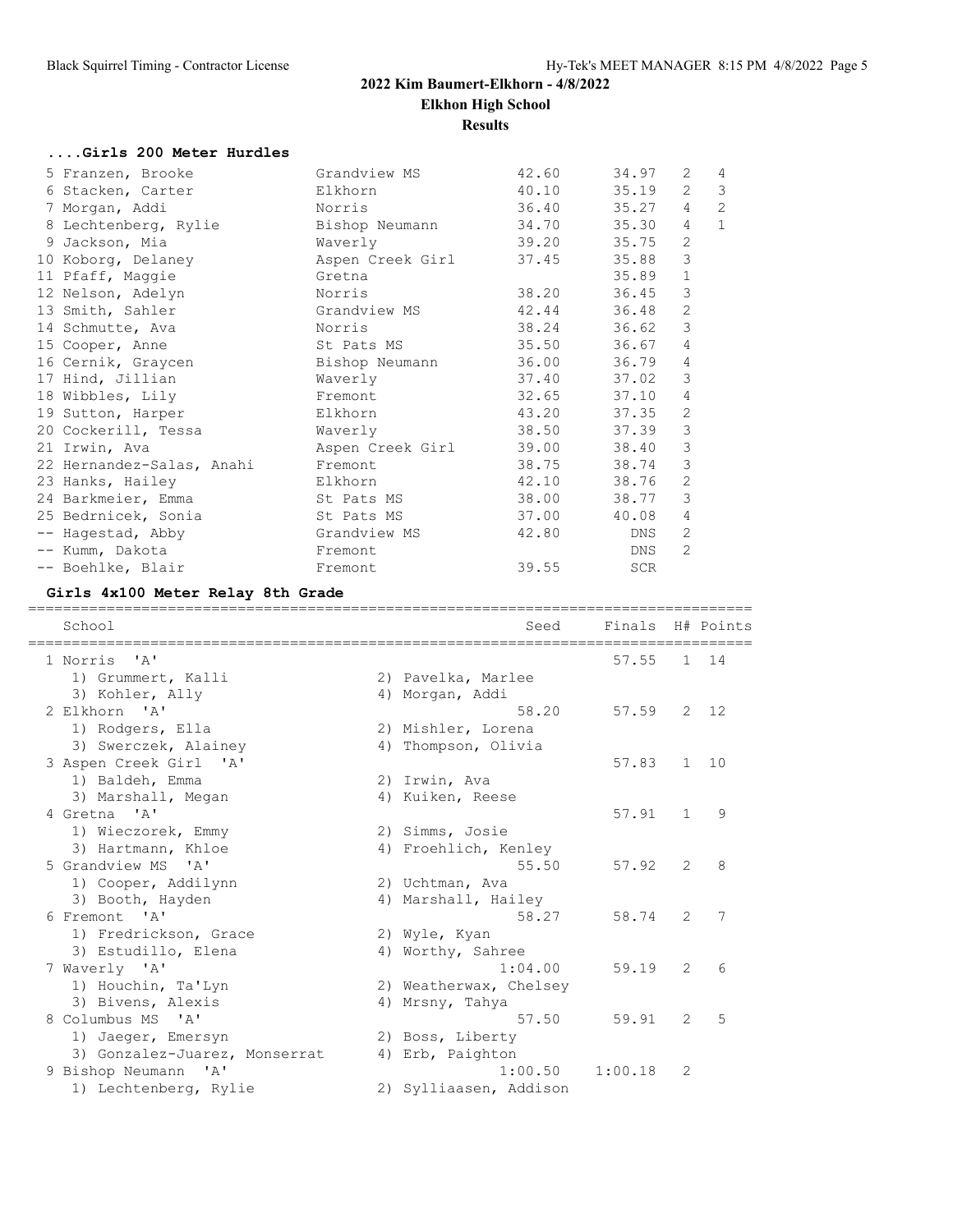## 2022 Kim Baumert-Elkhorn - 4/8/2022

**Elkhon High School**

**Results**

### ....Girls 200 Meter Hurdles

| Place | Name | School | Seed | Finals | H# | Points |
|---|---|---|---|---|---|---|
| 5 | Franzen, Brooke | Grandview MS | 42.60 | 34.97 | 2 | 4 |
| 6 | Stacken, Carter | Elkhorn | 40.10 | 35.19 | 2 | 3 |
| 7 | Morgan, Addi | Norris | 36.40 | 35.27 | 4 | 2 |
| 8 | Lechtenberg, Rylie | Bishop Neumann | 34.70 | 35.30 | 4 | 1 |
| 9 | Jackson, Mia | Waverly | 39.20 | 35.75 | 2 | |
| 10 | Koborg, Delaney | Aspen Creek Girl | 37.45 | 35.88 | 3 | |
| 11 | Pfaff, Maggie | Gretna | | 35.89 | 1 | |
| 12 | Nelson, Adelyn | Norris | 38.20 | 36.45 | 3 | |
| 13 | Smith, Sahler | Grandview MS | 42.44 | 36.48 | 2 | |
| 14 | Schmutte, Ava | Norris | 38.24 | 36.62 | 3 | |
| 15 | Cooper, Anne | St Pats MS | 35.50 | 36.67 | 4 | |
| 16 | Cernik, Graycen | Bishop Neumann | 36.00 | 36.79 | 4 | |
| 17 | Hind, Jillian | Waverly | 37.40 | 37.02 | 3 | |
| 18 | Wibbles, Lily | Fremont | 32.65 | 37.10 | 4 | |
| 19 | Sutton, Harper | Elkhorn | 43.20 | 37.35 | 2 | |
| 20 | Cockerill, Tessa | Waverly | 38.50 | 37.39 | 3 | |
| 21 | Irwin, Ava | Aspen Creek Girl | 39.00 | 38.40 | 3 | |
| 22 | Hernandez-Salas, Anahi | Fremont | 38.75 | 38.74 | 3 | |
| 23 | Hanks, Hailey | Elkhorn | 42.10 | 38.76 | 2 | |
| 24 | Barkmeier, Emma | St Pats MS | 38.00 | 38.77 | 3 | |
| 25 | Bedrnicek, Sonia | St Pats MS | 37.00 | 40.08 | 4 | |
| -- | Hagestad, Abby | Grandview MS | 42.80 | DNS | 2 | |
| -- | Kumm, Dakota | Fremont | | DNS | 2 | |
| -- | Boehlke, Blair | Fremont | 39.55 | SCR | | |

### Girls 4x100 Meter Relay 8th Grade

| Place | School | Seed | Finals | H# | Points |
|---|---|---|---|---|---|
| 1 | Norris 'A' | | 57.55 | 1 | 14 |
| | 1) Grummert, Kalli 2) Pavelka, Marlee 3) Kohler, Ally 4) Morgan, Addi | | | | |
| 2 | Elkhorn 'A' | 58.20 | 57.59 | 2 | 12 |
| | 1) Rodgers, Ella 2) Mishler, Lorena 3) Swerczek, Alainey 4) Thompson, Olivia | | | | |
| 3 | Aspen Creek Girl 'A' | | 57.83 | 1 | 10 |
| | 1) Baldeh, Emma 2) Irwin, Ava 3) Marshall, Megan 4) Kuiken, Reese | | | | |
| 4 | Gretna 'A' | | 57.91 | 1 | 9 |
| | 1) Wieczorek, Emmy 2) Simms, Josie 3) Hartmann, Khloe 4) Froehlich, Kenley | | | | |
| 5 | Grandview MS 'A' | 55.50 | 57.92 | 2 | 8 |
| | 1) Cooper, Addilynn 2) Uchtman, Ava 3) Booth, Hayden 4) Marshall, Hailey | | | | |
| 6 | Fremont 'A' | 58.27 | 58.74 | 2 | 7 |
| | 1) Fredrickson, Grace 2) Wyle, Kyan 3) Estudillo, Elena 4) Worthy, Sahree | | | | |
| 7 | Waverly 'A' | 1:04.00 | 59.19 | 2 | 6 |
| | 1) Houchin, Ta'Lyn 2) Weatherwax, Chelsey 3) Bivens, Alexis 4) Mrsny, Tahya | | | | |
| 8 | Columbus MS 'A' | 57.50 | 59.91 | 2 | 5 |
| | 1) Jaeger, Emersyn 2) Boss, Liberty 3) Gonzalez-Juarez, Monserrat 4) Erb, Paighton | | | | |
| 9 | Bishop Neumann 'A' | 1:00.50 | 1:00.18 | 2 | |
| | 1) Lechtenberg, Rylie 2) Sylliaasen, Addison | | | | |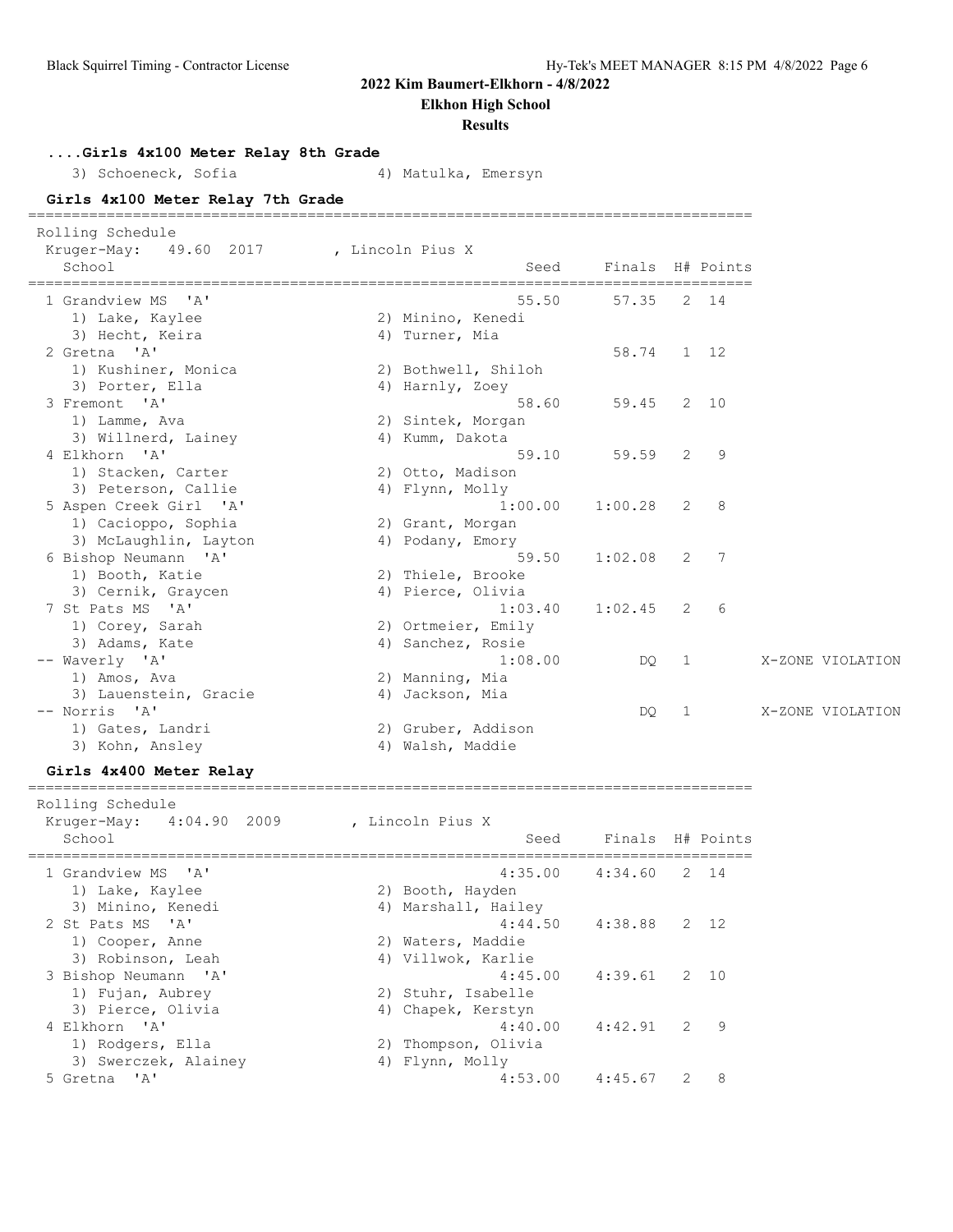**2022 Kim Baumert-Elkhorn - 4/8/2022**

**Elkhon High School**

**Results**

### ....Girls 4x100 Meter Relay 8th Grade

3) Schoeneck, Sofia    4) Matulka, Emersyn

### Girls 4x100 Meter Relay 7th Grade

Rolling Schedule

Kruger-May: 49.60 2017 , Lincoln Pius X

| Place | School | Seed | Finals | H# | Points | |
|---|---|---|---|---|---|---|
| 1 | Grandview MS 'A' | 55.50 | 57.35 | 2 | 14 | |
| | 1) Lake, Kaylee 2) Minino, Kenedi 3) Hecht, Keira 4) Turner, Mia | | | | | |
| 2 | Gretna 'A' | | 58.74 | 1 | 12 | |
| | 1) Kushiner, Monica 2) Bothwell, Shiloh 3) Porter, Ella 4) Harnly, Zoey | | | | | |
| 3 | Fremont 'A' | 58.60 | 59.45 | 2 | 10 | |
| | 1) Lamme, Ava 2) Sintek, Morgan 3) Willnerd, Lainey 4) Kumm, Dakota | | | | | |
| 4 | Elkhorn 'A' | 59.10 | 59.59 | 2 | 9 | |
| | 1) Stacken, Carter 2) Otto, Madison 3) Peterson, Callie 4) Flynn, Molly | | | | | |
| 5 | Aspen Creek Girl 'A' | 1:00.00 | 1:00.28 | 2 | 8 | |
| | 1) Cacioppo, Sophia 2) Grant, Morgan 3) McLaughlin, Layton 4) Podany, Emory | | | | | |
| 6 | Bishop Neumann 'A' | 59.50 | 1:02.08 | 2 | 7 | |
| | 1) Booth, Katie 2) Thiele, Brooke 3) Cernik, Graycen 4) Pierce, Olivia | | | | | |
| 7 | St Pats MS 'A' | 1:03.40 | 1:02.45 | 2 | 6 | |
| | 1) Corey, Sarah 2) Ortmeier, Emily 3) Adams, Kate 4) Sanchez, Rosie | | | | | |
| -- | Waverly 'A' | 1:08.00 | DQ | 1 | | X-ZONE VIOLATION |
| | 1) Amos, Ava 2) Manning, Mia 3) Lauenstein, Gracie 4) Jackson, Mia | | | | | |
| -- | Norris 'A' | | DQ | 1 | | X-ZONE VIOLATION |
| | 1) Gates, Landri 2) Gruber, Addison 3) Kohn, Ansley 4) Walsh, Maddie | | | | | |

### Girls 4x400 Meter Relay

Rolling Schedule

Kruger-May: 4:04.90 2009 , Lincoln Pius X

| Place | School | Seed | Finals | H# | Points |
|---|---|---|---|---|---|
| 1 | Grandview MS 'A' | 4:35.00 | 4:34.60 | 2 | 14 |
| | 1) Lake, Kaylee 2) Booth, Hayden 3) Minino, Kenedi 4) Marshall, Hailey | | | | |
| 2 | St Pats MS 'A' | 4:44.50 | 4:38.88 | 2 | 12 |
| | 1) Cooper, Anne 2) Waters, Maddie 3) Robinson, Leah 4) Villwok, Karlie | | | | |
| 3 | Bishop Neumann 'A' | 4:45.00 | 4:39.61 | 2 | 10 |
| | 1) Fujan, Aubrey 2) Stuhr, Isabelle 3) Pierce, Olivia 4) Chapek, Kerstyn | | | | |
| 4 | Elkhorn 'A' | 4:40.00 | 4:42.91 | 2 | 9 |
| | 1) Rodgers, Ella 2) Thompson, Olivia 3) Swerczek, Alainey 4) Flynn, Molly | | | | |
| 5 | Gretna 'A' | 4:53.00 | 4:45.67 | 2 | 8 |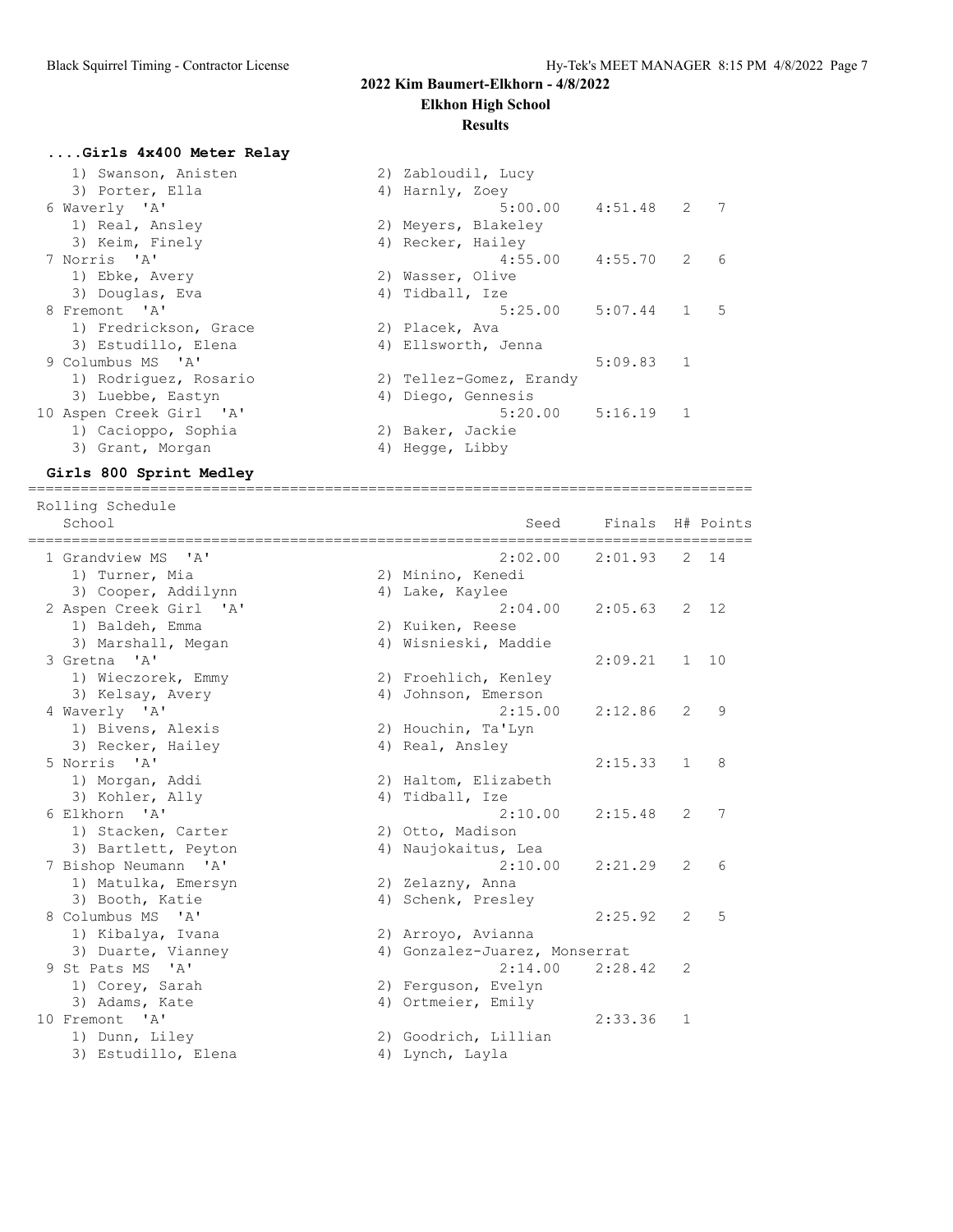## 2022 Kim Baumert-Elkhorn - 4/8/2022

### Elkhon High School

### Results

#### ....Girls 4x400 Meter Relay

| Place | School | Seed | Finals | H# | Points |
|---|---|---|---|---|---|
| | 1) Swanson, Anisten; 2) Zabloudil, Lucy; 3) Porter, Ella; 4) Harnly, Zoey | | | | |
| 6 | Waverly 'A' | 5:00.00 | 4:51.48 | 2 | 7 |
| | 1) Real, Ansley; 2) Meyers, Blakeley; 3) Keim, Finely; 4) Recker, Hailey | | | | |
| 7 | Norris 'A' | 4:55.00 | 4:55.70 | 2 | 6 |
| | 1) Ebke, Avery; 2) Wasser, Olive; 3) Douglas, Eva; 4) Tidball, Ize | | | | |
| 8 | Fremont 'A' | 5:25.00 | 5:07.44 | 1 | 5 |
| | 1) Fredrickson, Grace; 2) Placek, Ava; 3) Estudillo, Elena; 4) Ellsworth, Jenna | | | | |
| 9 | Columbus MS 'A' | | 5:09.83 | 1 | |
| | 1) Rodriguez, Rosario; 2) Tellez-Gomez, Erandy; 3) Luebbe, Eastyn; 4) Diego, Gennesis | | | | |
| 10 | Aspen Creek Girl 'A' | 5:20.00 | 5:16.19 | 1 | |
| | 1) Cacioppo, Sophia; 2) Baker, Jackie; 3) Grant, Morgan; 4) Hegge, Libby | | | | |

#### Girls 800 Sprint Medley

Rolling Schedule

| Place | School | Seed | Finals | H# | Points |
|---|---|---|---|---|---|
| 1 | Grandview MS 'A' | 2:02.00 | 2:01.93 | 2 | 14 |
| | 1) Turner, Mia; 2) Minino, Kenedi; 3) Cooper, Addilynn; 4) Lake, Kaylee | | | | |
| 2 | Aspen Creek Girl 'A' | 2:04.00 | 2:05.63 | 2 | 12 |
| | 1) Baldeh, Emma; 2) Kuiken, Reese; 3) Marshall, Megan; 4) Wisnieski, Maddie | | | | |
| 3 | Gretna 'A' | | 2:09.21 | 1 | 10 |
| | 1) Wieczorek, Emmy; 2) Froehlich, Kenley; 3) Kelsay, Avery; 4) Johnson, Emerson | | | | |
| 4 | Waverly 'A' | 2:15.00 | 2:12.86 | 2 | 9 |
| | 1) Bivens, Alexis; 2) Houchin, Ta'Lyn; 3) Recker, Hailey; 4) Real, Ansley | | | | |
| 5 | Norris 'A' | | 2:15.33 | 1 | 8 |
| | 1) Morgan, Addi; 2) Haltom, Elizabeth; 3) Kohler, Ally; 4) Tidball, Ize | | | | |
| 6 | Elkhorn 'A' | 2:10.00 | 2:15.48 | 2 | 7 |
| | 1) Stacken, Carter; 2) Otto, Madison; 3) Bartlett, Peyton; 4) Naujokaitus, Lea | | | | |
| 7 | Bishop Neumann 'A' | 2:10.00 | 2:21.29 | 2 | 6 |
| | 1) Matulka, Emersyn; 2) Zelazny, Anna; 3) Booth, Katie; 4) Schenk, Presley | | | | |
| 8 | Columbus MS 'A' | | 2:25.92 | 2 | 5 |
| | 1) Kibalya, Ivana; 2) Arroyo, Avianna; 3) Duarte, Vianney; 4) Gonzalez-Juarez, Monserrat | | | | |
| 9 | St Pats MS 'A' | 2:14.00 | 2:28.42 | 2 | |
| | 1) Corey, Sarah; 2) Ferguson, Evelyn; 3) Adams, Kate; 4) Ortmeier, Emily | | | | |
| 10 | Fremont 'A' | | 2:33.36 | 1 | |
| | 1) Dunn, Liley; 2) Goodrich, Lillian; 3) Estudillo, Elena; 4) Lynch, Layla | | | | |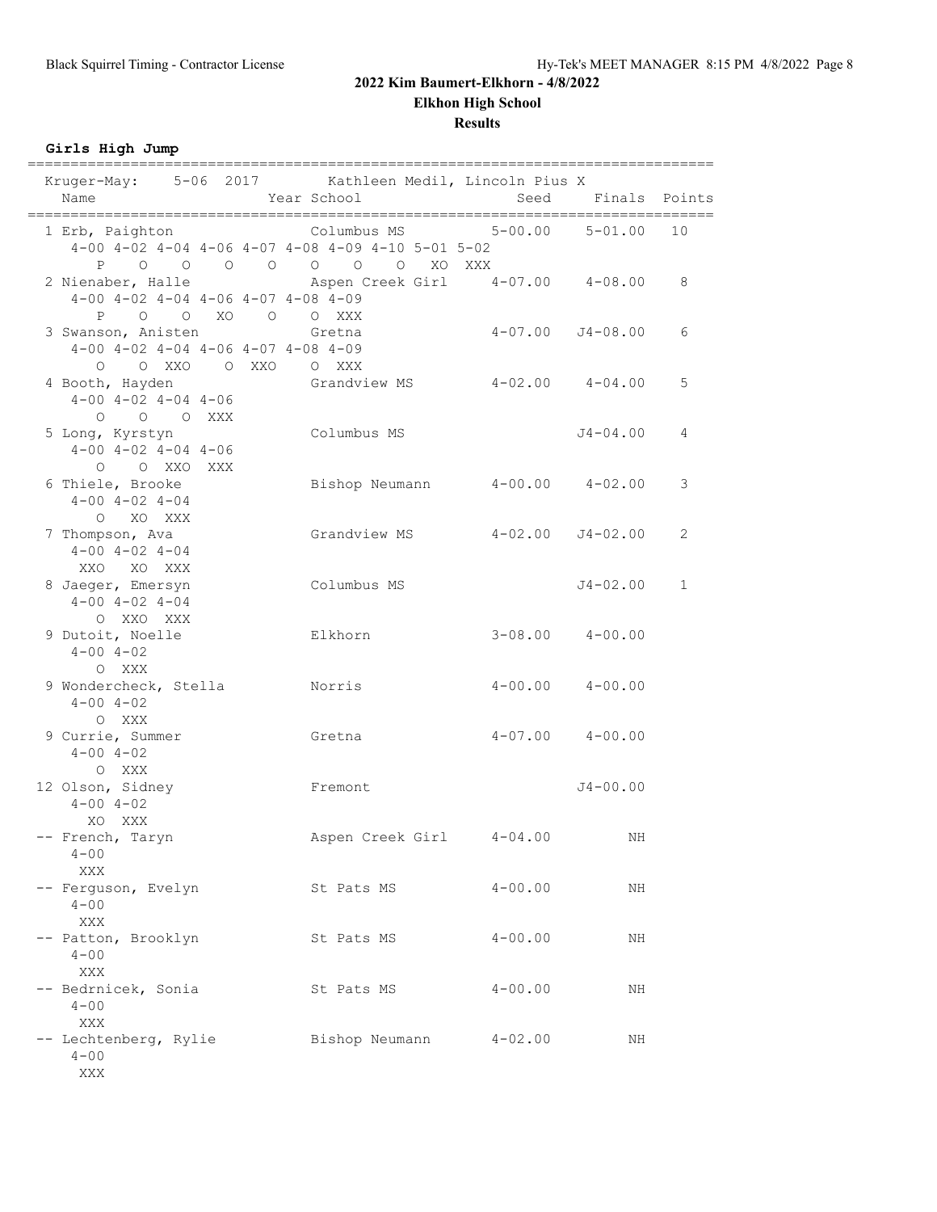# 2022 Kim Baumert-Elkhorn - 4/8/2022

## Elkhon High School

### Results

**Girls High Jump**

```
================================================================================
  Kruger-May:    5-06  2017        Kathleen Medil, Lincoln Pius X
    Name                    Year School                  Seed     Finals  Points
================================================================================
  1 Erb, Paighton                Columbus MS            5-00.00    5-01.00   10
     4-00 4-02 4-04 4-06 4-07 4-08 4-09 4-10 5-01 5-02
        P    O    O    O    O    O    O    O   XO  XXX
  2 Nienaber, Halle              Aspen Creek Girl       4-07.00    4-08.00    8
     4-00 4-02 4-04 4-06 4-07 4-08 4-09
        P    O    O   XO    O    O  XXX
  3 Swanson, Anisten             Gretna                 4-07.00   J4-08.00    6
     4-00 4-02 4-04 4-06 4-07 4-08 4-09
        O    O  XXO    O  XXO    O  XXX
  4 Booth, Hayden                Grandview MS           4-02.00    4-04.00    5
     4-00 4-02 4-04 4-06
        O    O    O  XXX
  5 Long, Kyrstyn                Columbus MS                      J4-04.00    4
     4-00 4-02 4-04 4-06
        O    O  XXO  XXX
  6 Thiele, Brooke               Bishop Neumann         4-00.00    4-02.00    3
     4-00 4-02 4-04
        O   XO  XXX
  7 Thompson, Ava                Grandview MS           4-02.00   J4-02.00    2
     4-00 4-02 4-04
      XXO   XO  XXX
  8 Jaeger, Emersyn              Columbus MS                      J4-02.00    1
     4-00 4-02 4-04
        O  XXO  XXX
  9 Dutoit, Noelle               Elkhorn                3-08.00    4-00.00
     4-00 4-02
        O  XXX
  9 Wondercheck, Stella          Norris                 4-00.00    4-00.00
     4-00 4-02
        O  XXX
  9 Currie, Summer               Gretna                 4-07.00    4-00.00
     4-00 4-02
        O  XXX
 12 Olson, Sidney                Fremont                          J4-00.00
     4-00 4-02
       XO  XXX
 -- French, Taryn                Aspen Creek Girl       4-04.00         NH
     4-00
      XXX
 -- Ferguson, Evelyn             St Pats MS             4-00.00         NH
     4-00
      XXX
 -- Patton, Brooklyn             St Pats MS             4-00.00         NH
     4-00
      XXX
 -- Bedrnicek, Sonia             St Pats MS             4-00.00         NH
     4-00
      XXX
 -- Lechtenberg, Rylie           Bishop Neumann         4-02.00         NH
     4-00
      XXX
```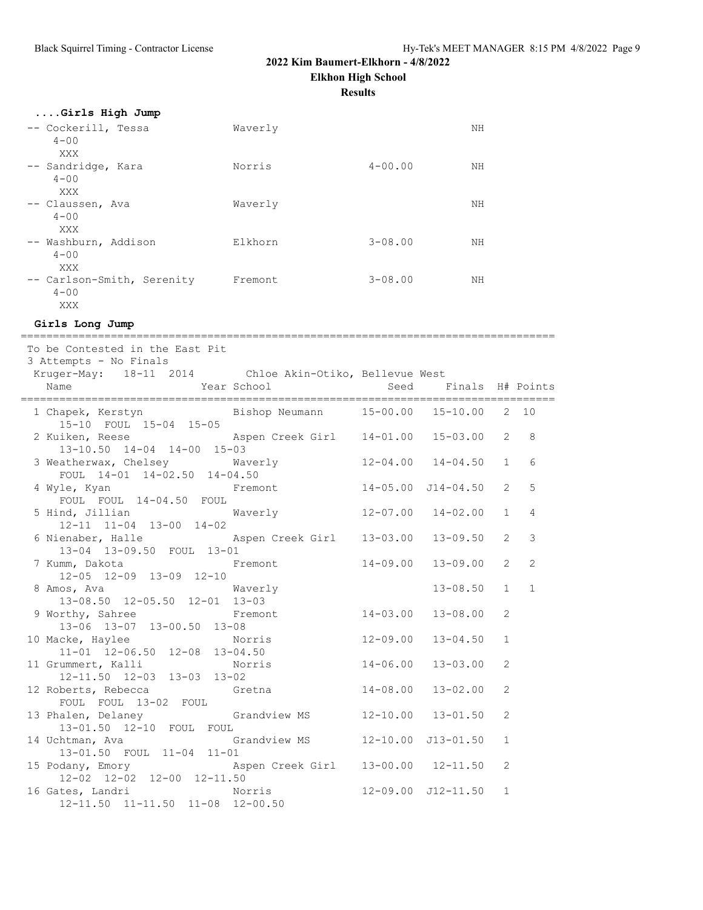## 2022 Kim Baumert-Elkhorn - 4/8/2022

### Elkhon High School

### Results

#### ....Girls High Jump

| Place | Name | School | Seed | Finals |
|---|---|---|---|---|
| -- | Cockerill, Tessa | Waverly | | NH |
| | 4-00 | | | |
| | XXX | | | |
| -- | Sandridge, Kara | Norris | 4-00.00 | NH |
| | 4-00 | | | |
| | XXX | | | |
| -- | Claussen, Ava | Waverly | | NH |
| | 4-00 | | | |
| | XXX | | | |
| -- | Washburn, Addison | Elkhorn | 3-08.00 | NH |
| | 4-00 | | | |
| | XXX | | | |
| -- | Carlson-Smith, Serenity | Fremont | 3-08.00 | NH |
| | 4-00 | | | |
| | XXX | | | |

#### Girls Long Jump

To be Contested in the East Pit
3 Attempts - No Finals
Kruger-May: 18-11 2014 Chloe Akin-Otiko, Bellevue West

| Place | Name | Year | School | Seed | Finals | H# | Points |
|---|---|---|---|---|---|---|---|
| 1 | Chapek, Kerstyn | | Bishop Neumann | 15-00.00 | 15-10.00 | 2 | 10 |
| | 15-10 FOUL 15-04 15-05 | | | | | | |
| 2 | Kuiken, Reese | | Aspen Creek Girl | 14-01.00 | 15-03.00 | 2 | 8 |
| | 13-10.50 14-04 14-00 15-03 | | | | | | |
| 3 | Weatherwax, Chelsey | | Waverly | 12-04.00 | 14-04.50 | 1 | 6 |
| | FOUL 14-01 14-02.50 14-04.50 | | | | | | |
| 4 | Wyle, Kyan | | Fremont | 14-05.00 | J14-04.50 | 2 | 5 |
| | FOUL FOUL 14-04.50 FOUL | | | | | | |
| 5 | Hind, Jillian | | Waverly | 12-07.00 | 14-02.00 | 1 | 4 |
| | 12-11 11-04 13-00 14-02 | | | | | | |
| 6 | Nienaber, Halle | | Aspen Creek Girl | 13-03.00 | 13-09.50 | 2 | 3 |
| | 13-04 13-09.50 FOUL 13-01 | | | | | | |
| 7 | Kumm, Dakota | | Fremont | 14-09.00 | 13-09.00 | 2 | 2 |
| | 12-05 12-09 13-09 12-10 | | | | | | |
| 8 | Amos, Ava | | Waverly | | 13-08.50 | 1 | 1 |
| | 13-08.50 12-05.50 12-01 13-03 | | | | | | |
| 9 | Worthy, Sahree | | Fremont | 14-03.00 | 13-08.00 | 2 | |
| | 13-06 13-07 13-00.50 13-08 | | | | | | |
| 10 | Macke, Haylee | | Norris | 12-09.00 | 13-04.50 | 1 | |
| | 11-01 12-06.50 12-08 13-04.50 | | | | | | |
| 11 | Grummert, Kalli | | Norris | 14-06.00 | 13-03.00 | 2 | |
| | 12-11.50 12-03 13-03 13-02 | | | | | | |
| 12 | Roberts, Rebecca | | Gretna | 14-08.00 | 13-02.00 | 2 | |
| | FOUL FOUL 13-02 FOUL | | | | | | |
| 13 | Phalen, Delaney | | Grandview MS | 12-10.00 | 13-01.50 | 2 | |
| | 13-01.50 12-10 FOUL FOUL | | | | | | |
| 14 | Uchtman, Ava | | Grandview MS | 12-10.00 | J13-01.50 | 1 | |
| | 13-01.50 FOUL 11-04 11-01 | | | | | | |
| 15 | Podany, Emory | | Aspen Creek Girl | 13-00.00 | 12-11.50 | 2 | |
| | 12-02 12-02 12-00 12-11.50 | | | | | | |
| 16 | Gates, Landri | | Norris | 12-09.00 | J12-11.50 | 1 | |
| | 12-11.50 11-11.50 11-08 12-00.50 | | | | | | |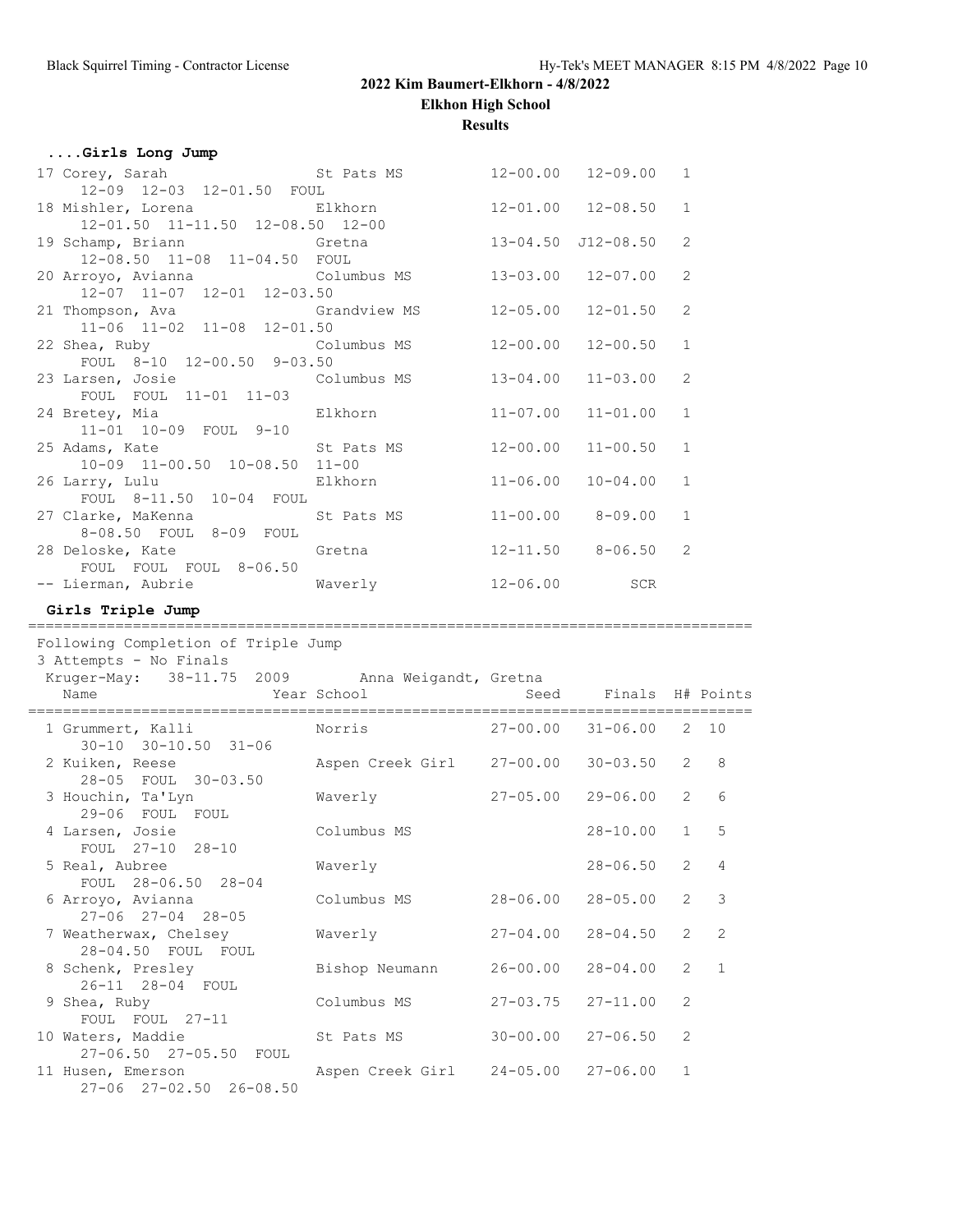2022 Kim Baumert-Elkhorn - 4/8/2022

Elkhon High School

Results

### ....Girls Long Jump

| Place | Name | School | Seed | Finals | H# |
|---|---|---|---|---|---|
| 17 | Corey, Sarah | St Pats MS | 12-00.00 | 12-09.00 | 1 |
| | 12-09 12-03 12-01.50 FOUL | | | | |
| 18 | Mishler, Lorena | Elkhorn | 12-01.00 | 12-08.50 | 1 |
| | 12-01.50 11-11.50 12-08.50 12-00 | | | | |
| 19 | Schamp, Briann | Gretna | 13-04.50 | J12-08.50 | 2 |
| | 12-08.50 11-08 11-04.50 FOUL | | | | |
| 20 | Arroyo, Avianna | Columbus MS | 13-03.00 | 12-07.00 | 2 |
| | 12-07 11-07 12-01 12-03.50 | | | | |
| 21 | Thompson, Ava | Grandview MS | 12-05.00 | 12-01.50 | 2 |
| | 11-06 11-02 11-08 12-01.50 | | | | |
| 22 | Shea, Ruby | Columbus MS | 12-00.00 | 12-00.50 | 1 |
| | FOUL 8-10 12-00.50 9-03.50 | | | | |
| 23 | Larsen, Josie | Columbus MS | 13-04.00 | 11-03.00 | 2 |
| | FOUL FOUL 11-01 11-03 | | | | |
| 24 | Bretey, Mia | Elkhorn | 11-07.00 | 11-01.00 | 1 |
| | 11-01 10-09 FOUL 9-10 | | | | |
| 25 | Adams, Kate | St Pats MS | 12-00.00 | 11-00.50 | 1 |
| | 10-09 11-00.50 10-08.50 11-00 | | | | |
| 26 | Larry, Lulu | Elkhorn | 11-06.00 | 10-04.00 | 1 |
| | FOUL 8-11.50 10-04 FOUL | | | | |
| 27 | Clarke, MaKenna | St Pats MS | 11-00.00 | 8-09.00 | 1 |
| | 8-08.50 FOUL 8-09 FOUL | | | | |
| 28 | Deloske, Kate | Gretna | 12-11.50 | 8-06.50 | 2 |
| | FOUL FOUL FOUL 8-06.50 | | | | |
| -- | Lierman, Aubrie | Waverly | 12-06.00 | SCR | |

### Girls Triple Jump

Following Completion of Triple Jump

3 Attempts - No Finals

Kruger-May: 38-11.75 2009 Anna Weigandt, Gretna

| Place | Name | Year School | Seed | Finals | H# | Points |
|---|---|---|---|---|---|---|
| 1 | Grummert, Kalli | Norris | 27-00.00 | 31-06.00 | 2 | 10 |
| | 30-10 30-10.50 31-06 | | | | | |
| 2 | Kuiken, Reese | Aspen Creek Girl | 27-00.00 | 30-03.50 | 2 | 8 |
| | 28-05 FOUL 30-03.50 | | | | | |
| 3 | Houchin, Ta'Lyn | Waverly | 27-05.00 | 29-06.00 | 2 | 6 |
| | 29-06 FOUL FOUL | | | | | |
| 4 | Larsen, Josie | Columbus MS | | 28-10.00 | 1 | 5 |
| | FOUL 27-10 28-10 | | | | | |
| 5 | Real, Aubree | Waverly | | 28-06.50 | 2 | 4 |
| | FOUL 28-06.50 28-04 | | | | | |
| 6 | Arroyo, Avianna | Columbus MS | 28-06.00 | 28-05.00 | 2 | 3 |
| | 27-06 27-04 28-05 | | | | | |
| 7 | Weatherwax, Chelsey | Waverly | 27-04.00 | 28-04.50 | 2 | 2 |
| | 28-04.50 FOUL FOUL | | | | | |
| 8 | Schenk, Presley | Bishop Neumann | 26-00.00 | 28-04.00 | 2 | 1 |
| | 26-11 28-04 FOUL | | | | | |
| 9 | Shea, Ruby | Columbus MS | 27-03.75 | 27-11.00 | 2 | |
| | FOUL FOUL 27-11 | | | | | |
| 10 | Waters, Maddie | St Pats MS | 30-00.00 | 27-06.50 | 2 | |
| | 27-06.50 27-05.50 FOUL | | | | | |
| 11 | Husen, Emerson | Aspen Creek Girl | 24-05.00 | 27-06.00 | 1 | |
| | 27-06 27-02.50 26-08.50 | | | | | |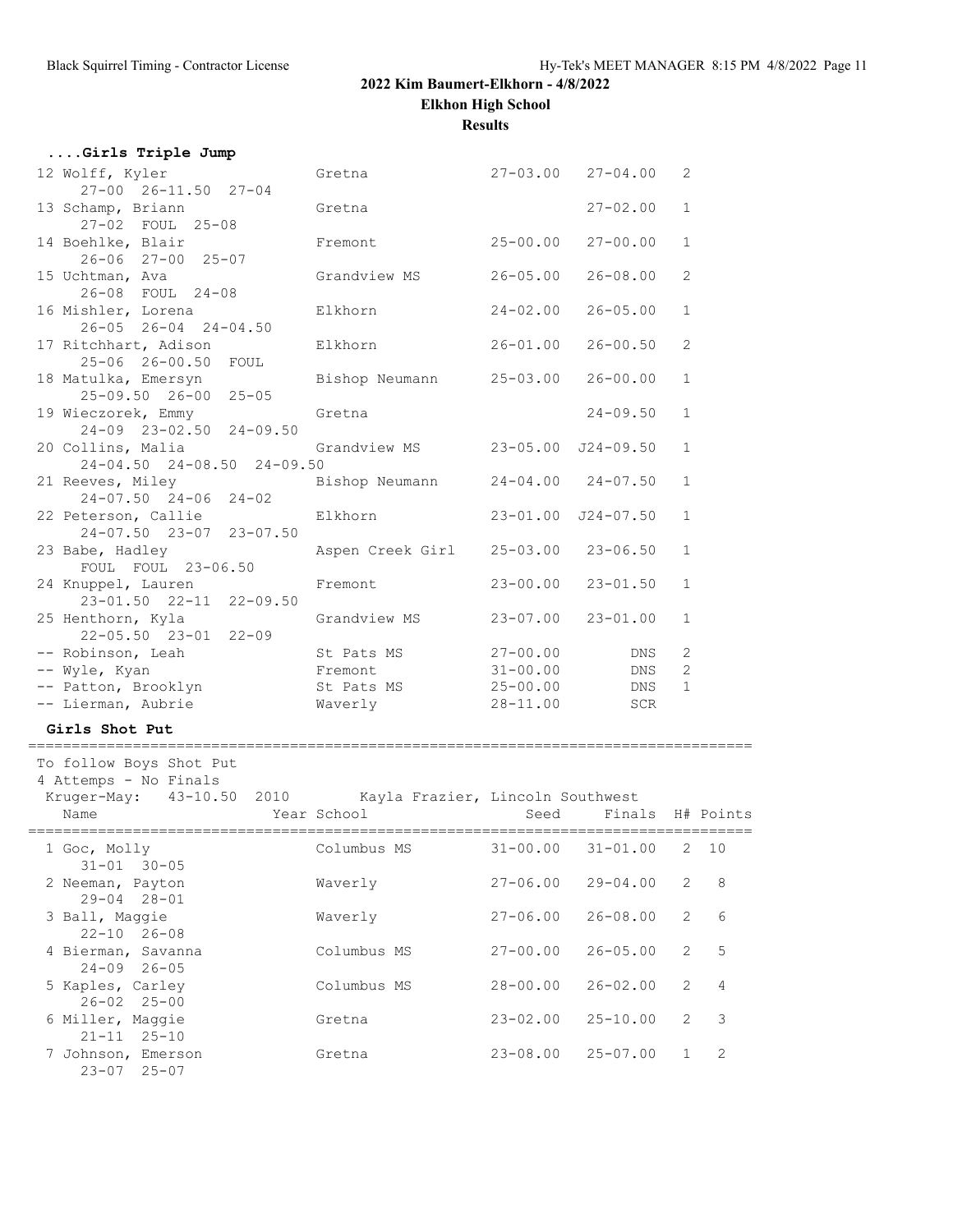## 2022 Kim Baumert-Elkhorn - 4/8/2022

### Elkhon High School

### Results

#### ....Girls Triple Jump

| Place | Name | School | Seed | Finals | H# |
|---|---|---|---|---|---|
| 12 | Wolff, Kyler | Gretna | 27-03.00 | 27-04.00 | 2 |
| | 27-00 26-11.50 27-04 | | | | |
| 13 | Schamp, Briann | Gretna | | 27-02.00 | 1 |
| | 27-02 FOUL 25-08 | | | | |
| 14 | Boehlke, Blair | Fremont | 25-00.00 | 27-00.00 | 1 |
| | 26-06 27-00 25-07 | | | | |
| 15 | Uchtman, Ava | Grandview MS | 26-05.00 | 26-08.00 | 2 |
| | 26-08 FOUL 24-08 | | | | |
| 16 | Mishler, Lorena | Elkhorn | 24-02.00 | 26-05.00 | 1 |
| | 26-05 26-04 24-04.50 | | | | |
| 17 | Ritchhart, Adison | Elkhorn | 26-01.00 | 26-00.50 | 2 |
| | 25-06 26-00.50 FOUL | | | | |
| 18 | Matulka, Emersyn | Bishop Neumann | 25-03.00 | 26-00.00 | 1 |
| | 25-09.50 26-00 25-05 | | | | |
| 19 | Wieczorek, Emmy | Gretna | | 24-09.50 | 1 |
| | 24-09 23-02.50 24-09.50 | | | | |
| 20 | Collins, Malia | Grandview MS | 23-05.00 | J24-09.50 | 1 |
| | 24-04.50 24-08.50 24-09.50 | | | | |
| 21 | Reeves, Miley | Bishop Neumann | 24-04.00 | 24-07.50 | 1 |
| | 24-07.50 24-06 24-02 | | | | |
| 22 | Peterson, Callie | Elkhorn | 23-01.00 | J24-07.50 | 1 |
| | 24-07.50 23-07 23-07.50 | | | | |
| 23 | Babe, Hadley | Aspen Creek Girl | 25-03.00 | 23-06.50 | 1 |
| | FOUL FOUL 23-06.50 | | | | |
| 24 | Knuppel, Lauren | Fremont | 23-00.00 | 23-01.50 | 1 |
| | 23-01.50 22-11 22-09.50 | | | | |
| 25 | Henthorn, Kyla | Grandview MS | 23-07.00 | 23-01.00 | 1 |
| | 22-05.50 23-01 22-09 | | | | |
| -- | Robinson, Leah | St Pats MS | 27-00.00 | DNS | 2 |
| -- | Wyle, Kyan | Fremont | 31-00.00 | DNS | 2 |
| -- | Patton, Brooklyn | St Pats MS | 25-00.00 | DNS | 1 |
| -- | Lierman, Aubrie | Waverly | 28-11.00 | SCR | |

#### Girls Shot Put

To follow Boys Shot Put
4 Attemps - No Finals
Kruger-May: 43-10.50 2010 Kayla Frazier, Lincoln Southwest

| Place | Name | Year School | Seed | Finals | H# | Points |
|---|---|---|---|---|---|---|
| 1 | Goc, Molly | Columbus MS | 31-00.00 | 31-01.00 | 2 | 10 |
| | 31-01 30-05 | | | | | |
| 2 | Neeman, Payton | Waverly | 27-06.00 | 29-04.00 | 2 | 8 |
| | 29-04 28-01 | | | | | |
| 3 | Ball, Maggie | Waverly | 27-06.00 | 26-08.00 | 2 | 6 |
| | 22-10 26-08 | | | | | |
| 4 | Bierman, Savanna | Columbus MS | 27-00.00 | 26-05.00 | 2 | 5 |
| | 24-09 26-05 | | | | | |
| 5 | Kaples, Carley | Columbus MS | 28-00.00 | 26-02.00 | 2 | 4 |
| | 26-02 25-00 | | | | | |
| 6 | Miller, Maggie | Gretna | 23-02.00 | 25-10.00 | 2 | 3 |
| | 21-11 25-10 | | | | | |
| 7 | Johnson, Emerson | Gretna | 23-08.00 | 25-07.00 | 1 | 2 |
| | 23-07 25-07 | | | | | |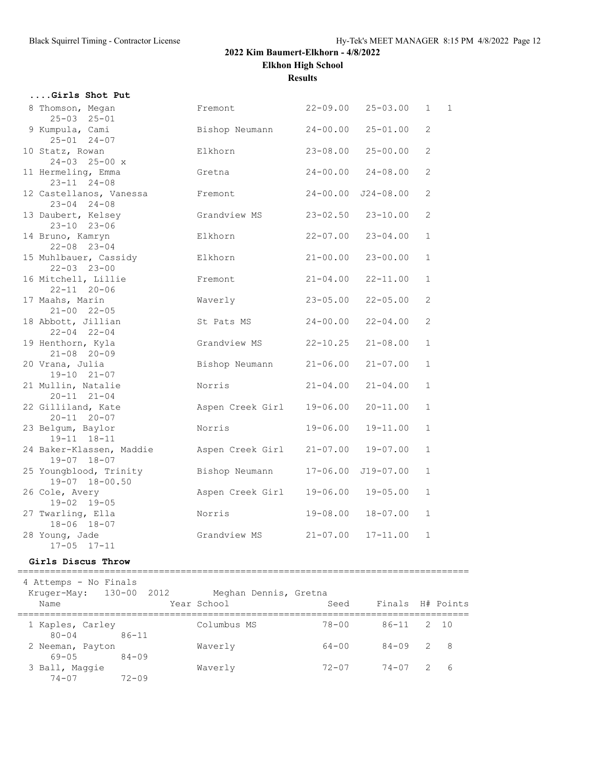## 2022 Kim Baumert-Elkhorn - 4/8/2022

**Elkhon High School**

**Results**

### ....Girls Shot Put

| Place | Name | School | Seed | Finals | H# | Points |
|---|---|---|---|---|---|---|
| 8 | Thomson, Megan | Fremont | 22-09.00 | 25-03.00 | 1 | 1 |
| | 25-03  25-01 | | | | | |
| 9 | Kumpula, Cami | Bishop Neumann | 24-00.00 | 25-01.00 | 2 | |
| | 25-01  24-07 | | | | | |
| 10 | Statz, Rowan | Elkhorn | 23-08.00 | 25-00.00 | 2 | |
| | 24-03  25-00 x | | | | | |
| 11 | Hermeling, Emma | Gretna | 24-00.00 | 24-08.00 | 2 | |
| | 23-11  24-08 | | | | | |
| 12 | Castellanos, Vanessa | Fremont | 24-00.00 | J24-08.00 | 2 | |
| | 23-04  24-08 | | | | | |
| 13 | Daubert, Kelsey | Grandview MS | 23-02.50 | 23-10.00 | 2 | |
| | 23-10  23-06 | | | | | |
| 14 | Bruno, Kamryn | Elkhorn | 22-07.00 | 23-04.00 | 1 | |
| | 22-08  23-04 | | | | | |
| 15 | Muhlbauer, Cassidy | Elkhorn | 21-00.00 | 23-00.00 | 1 | |
| | 22-03  23-00 | | | | | |
| 16 | Mitchell, Lillie | Fremont | 21-04.00 | 22-11.00 | 1 | |
| | 22-11  20-06 | | | | | |
| 17 | Maahs, Marin | Waverly | 23-05.00 | 22-05.00 | 2 | |
| | 21-00  22-05 | | | | | |
| 18 | Abbott, Jillian | St Pats MS | 24-00.00 | 22-04.00 | 2 | |
| | 22-04  22-04 | | | | | |
| 19 | Henthorn, Kyla | Grandview MS | 22-10.25 | 21-08.00 | 1 | |
| | 21-08  20-09 | | | | | |
| 20 | Vrana, Julia | Bishop Neumann | 21-06.00 | 21-07.00 | 1 | |
| | 19-10  21-07 | | | | | |
| 21 | Mullin, Natalie | Norris | 21-04.00 | 21-04.00 | 1 | |
| | 20-11  21-04 | | | | | |
| 22 | Gilliland, Kate | Aspen Creek Girl | 19-06.00 | 20-11.00 | 1 | |
| | 20-11  20-07 | | | | | |
| 23 | Belgum, Baylor | Norris | 19-06.00 | 19-11.00 | 1 | |
| | 19-11  18-11 | | | | | |
| 24 | Baker-Klassen, Maddie | Aspen Creek Girl | 21-07.00 | 19-07.00 | 1 | |
| | 19-07  18-07 | | | | | |
| 25 | Youngblood, Trinity | Bishop Neumann | 17-06.00 | J19-07.00 | 1 | |
| | 19-07  18-00.50 | | | | | |
| 26 | Cole, Avery | Aspen Creek Girl | 19-06.00 | 19-05.00 | 1 | |
| | 19-02  19-05 | | | | | |
| 27 | Twarling, Ella | Norris | 19-08.00 | 18-07.00 | 1 | |
| | 18-06  18-07 | | | | | |
| 28 | Young, Jade | Grandview MS | 21-07.00 | 17-11.00 | 1 | |
| | 17-05  17-11 | | | | | |

### Girls Discus Throw

4 Attemps - No Finals

Kruger-May: 130-00 2012 Meghan Dennis, Gretna

| Place | Name | Year School | Seed | Finals | H# | Points |
|---|---|---|---|---|---|---|
| 1 | Kaples, Carley | Columbus MS | 78-00 | 86-11 | 2 | 10 |
| | 80-04  86-11 | | | | | |
| 2 | Neeman, Payton | Waverly | 64-00 | 84-09 | 2 | 8 |
| | 69-05  84-09 | | | | | |
| 3 | Ball, Maggie | Waverly | 72-07 | 74-07 | 2 | 6 |
| | 74-07  72-09 | | | | | |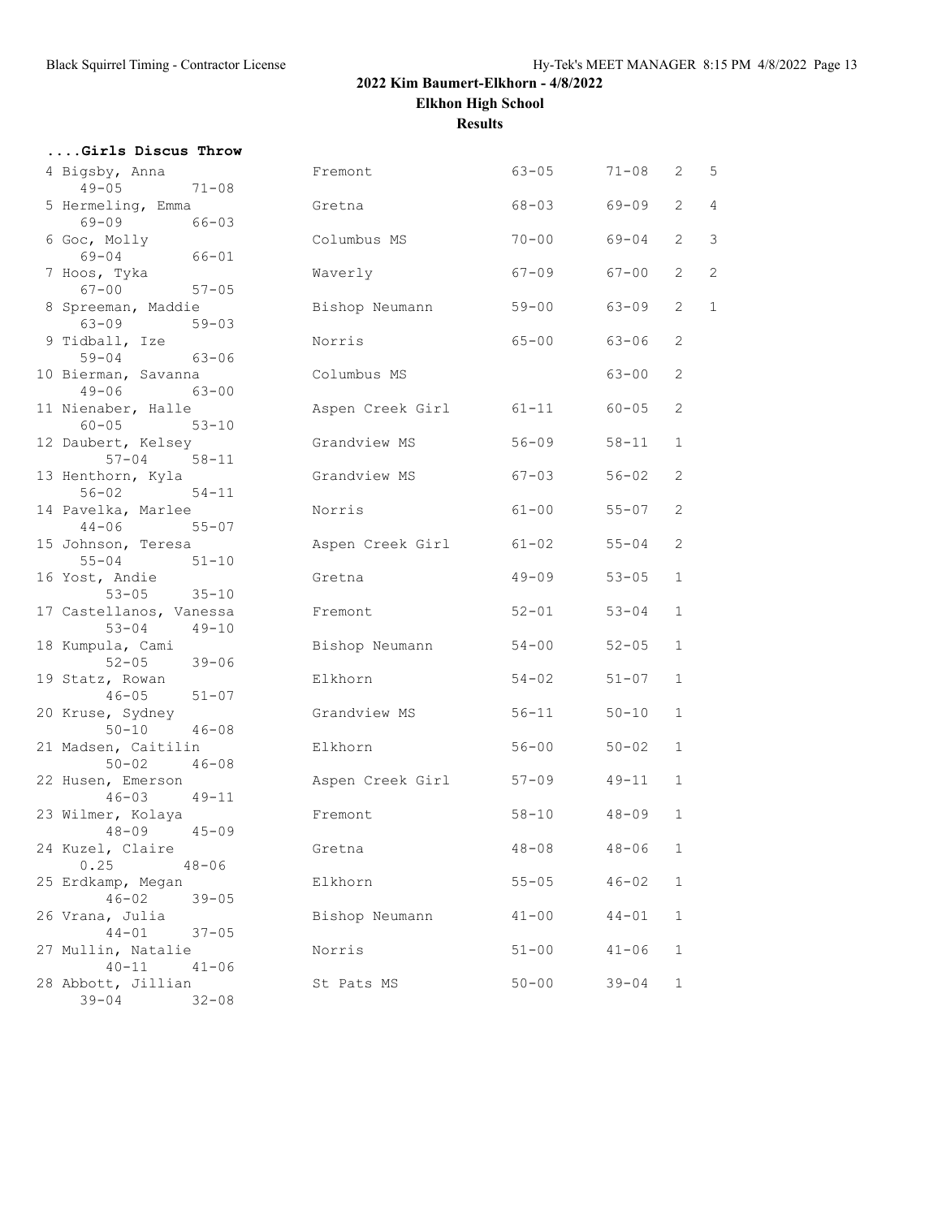## 2022 Kim Baumert-Elkhorn - 4/8/2022

### Elkhon High School

### Results

#### ....Girls Discus Throw

| Place | Name | School | Seed | Finals | Flight | Points |
|---|---|---|---|---|---|---|
| 4 | Bigsby, Anna | Fremont | 63-05 | 71-08 | 2 | 5 |
| | 49-05 71-08 | | | | | |
| 5 | Hermeling, Emma | Gretna | 68-03 | 69-09 | 2 | 4 |
| | 69-09 66-03 | | | | | |
| 6 | Goc, Molly | Columbus MS | 70-00 | 69-04 | 2 | 3 |
| | 69-04 66-01 | | | | | |
| 7 | Hoos, Tyka | Waverly | 67-09 | 67-00 | 2 | 2 |
| | 67-00 57-05 | | | | | |
| 8 | Spreeman, Maddie | Bishop Neumann | 59-00 | 63-09 | 2 | 1 |
| | 63-09 59-03 | | | | | |
| 9 | Tidball, Ize | Norris | 65-00 | 63-06 | 2 | |
| | 59-04 63-06 | | | | | |
| 10 | Bierman, Savanna | Columbus MS | | 63-00 | 2 | |
| | 49-06 63-00 | | | | | |
| 11 | Nienaber, Halle | Aspen Creek Girl | 61-11 | 60-05 | 2 | |
| | 60-05 53-10 | | | | | |
| 12 | Daubert, Kelsey | Grandview MS | 56-09 | 58-11 | 1 | |
| | 57-04 58-11 | | | | | |
| 13 | Henthorn, Kyla | Grandview MS | 67-03 | 56-02 | 2 | |
| | 56-02 54-11 | | | | | |
| 14 | Pavelka, Marlee | Norris | 61-00 | 55-07 | 2 | |
| | 44-06 55-07 | | | | | |
| 15 | Johnson, Teresa | Aspen Creek Girl | 61-02 | 55-04 | 2 | |
| | 55-04 51-10 | | | | | |
| 16 | Yost, Andie | Gretna | 49-09 | 53-05 | 1 | |
| | 53-05 35-10 | | | | | |
| 17 | Castellanos, Vanessa | Fremont | 52-01 | 53-04 | 1 | |
| | 53-04 49-10 | | | | | |
| 18 | Kumpula, Cami | Bishop Neumann | 54-00 | 52-05 | 1 | |
| | 52-05 39-06 | | | | | |
| 19 | Statz, Rowan | Elkhorn | 54-02 | 51-07 | 1 | |
| | 46-05 51-07 | | | | | |
| 20 | Kruse, Sydney | Grandview MS | 56-11 | 50-10 | 1 | |
| | 50-10 46-08 | | | | | |
| 21 | Madsen, Caitilin | Elkhorn | 56-00 | 50-02 | 1 | |
| | 50-02 46-08 | | | | | |
| 22 | Husen, Emerson | Aspen Creek Girl | 57-09 | 49-11 | 1 | |
| | 46-03 49-11 | | | | | |
| 23 | Wilmer, Kolaya | Fremont | 58-10 | 48-09 | 1 | |
| | 48-09 45-09 | | | | | |
| 24 | Kuzel, Claire | Gretna | 48-08 | 48-06 | 1 | |
| | 0.25 48-06 | | | | | |
| 25 | Erdkamp, Megan | Elkhorn | 55-05 | 46-02 | 1 | |
| | 46-02 39-05 | | | | | |
| 26 | Vrana, Julia | Bishop Neumann | 41-00 | 44-01 | 1 | |
| | 44-01 37-05 | | | | | |
| 27 | Mullin, Natalie | Norris | 51-00 | 41-06 | 1 | |
| | 40-11 41-06 | | | | | |
| 28 | Abbott, Jillian | St Pats MS | 50-00 | 39-04 | 1 | |
| | 39-04 32-08 | | | | | |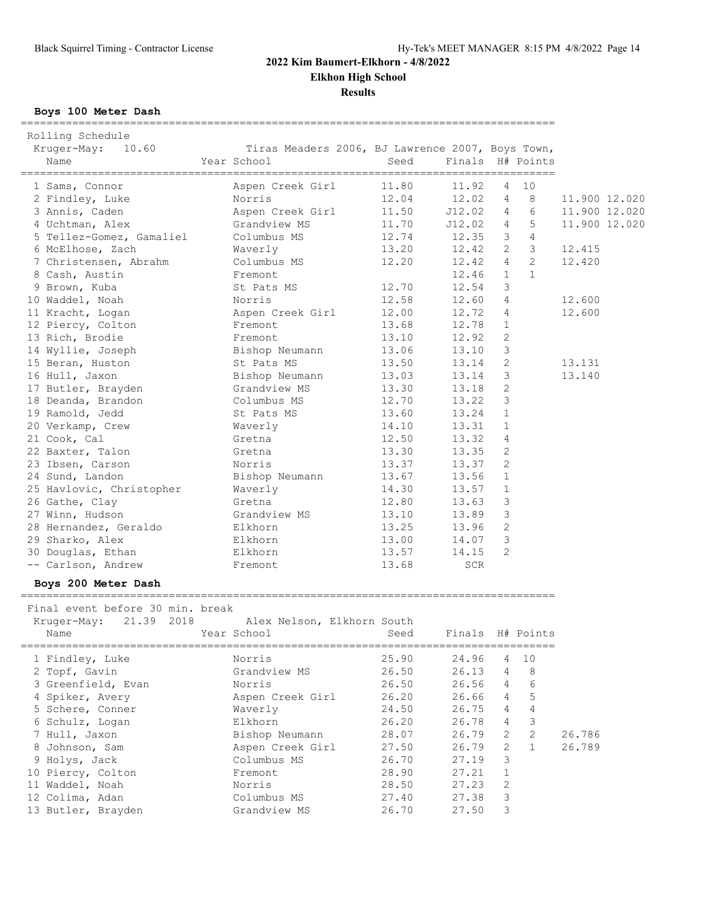**2022 Kim Baumert-Elkhorn - 4/8/2022**

**Elkhon High School**

**Results**

### Boys 100 Meter Dash

Rolling Schedule

Kruger-May: 10.60 Tiras Meaders 2006, BJ Lawrence 2007, Boys Town,

| Place | Name | Year School | Seed | Finals | H# | Points | |
|---|---|---|---|---|---|---|---|
| 1 | Sams, Connor | Aspen Creek Girl | 11.80 | 11.92 | 4 | 10 | |
| 2 | Findley, Luke | Norris | 12.04 | 12.02 | 4 | 8 | 11.900 12.020 |
| 3 | Annis, Caden | Aspen Creek Girl | 11.50 | J12.02 | 4 | 6 | 11.900 12.020 |
| 4 | Uchtman, Alex | Grandview MS | 11.70 | J12.02 | 4 | 5 | 11.900 12.020 |
| 5 | Tellez-Gomez, Gamaliel | Columbus MS | 12.74 | 12.35 | 3 | 4 | |
| 6 | McElhose, Zach | Waverly | 13.20 | 12.42 | 2 | 3 | 12.415 |
| 7 | Christensen, Abrahm | Columbus MS | 12.20 | 12.42 | 4 | 2 | 12.420 |
| 8 | Cash, Austin | Fremont | | 12.46 | 1 | 1 | |
| 9 | Brown, Kuba | St Pats MS | 12.70 | 12.54 | 3 | | |
| 10 | Waddel, Noah | Norris | 12.58 | 12.60 | 4 | | 12.600 |
| 11 | Kracht, Logan | Aspen Creek Girl | 12.00 | 12.72 | 4 | | 12.600 |
| 12 | Piercy, Colton | Fremont | 13.68 | 12.78 | 1 | | |
| 13 | Rich, Brodie | Fremont | 13.10 | 12.92 | 2 | | |
| 14 | Wyllie, Joseph | Bishop Neumann | 13.06 | 13.10 | 3 | | |
| 15 | Beran, Huston | St Pats MS | 13.50 | 13.14 | 2 | | 13.131 |
| 16 | Hull, Jaxon | Bishop Neumann | 13.03 | 13.14 | 3 | | 13.140 |
| 17 | Butler, Brayden | Grandview MS | 13.30 | 13.18 | 2 | | |
| 18 | Deanda, Brandon | Columbus MS | 12.70 | 13.22 | 3 | | |
| 19 | Ramold, Jedd | St Pats MS | 13.60 | 13.24 | 1 | | |
| 20 | Verkamp, Crew | Waverly | 14.10 | 13.31 | 1 | | |
| 21 | Cook, Cal | Gretna | 12.50 | 13.32 | 4 | | |
| 22 | Baxter, Talon | Gretna | 13.30 | 13.35 | 2 | | |
| 23 | Ibsen, Carson | Norris | 13.37 | 13.37 | 2 | | |
| 24 | Sund, Landon | Bishop Neumann | 13.67 | 13.56 | 1 | | |
| 25 | Havlovic, Christopher | Waverly | 14.30 | 13.57 | 1 | | |
| 26 | Gathe, Clay | Gretna | 12.80 | 13.63 | 3 | | |
| 27 | Winn, Hudson | Grandview MS | 13.10 | 13.89 | 3 | | |
| 28 | Hernandez, Geraldo | Elkhorn | 13.25 | 13.96 | 2 | | |
| 29 | Sharko, Alex | Elkhorn | 13.00 | 14.07 | 3 | | |
| 30 | Douglas, Ethan | Elkhorn | 13.57 | 14.15 | 2 | | |
| -- | Carlson, Andrew | Fremont | 13.68 | SCR | | | |

### Boys 200 Meter Dash

Final event before 30 min. break

Kruger-May: 21.39 2018 Alex Nelson, Elkhorn South

| Place | Name | Year School | Seed | Finals | H# | Points | |
|---|---|---|---|---|---|---|---|
| 1 | Findley, Luke | Norris | 25.90 | 24.96 | 4 | 10 | |
| 2 | Topf, Gavin | Grandview MS | 26.50 | 26.13 | 4 | 8 | |
| 3 | Greenfield, Evan | Norris | 26.50 | 26.56 | 4 | 6 | |
| 4 | Spiker, Avery | Aspen Creek Girl | 26.20 | 26.66 | 4 | 5 | |
| 5 | Schere, Conner | Waverly | 24.50 | 26.75 | 4 | 4 | |
| 6 | Schulz, Logan | Elkhorn | 26.20 | 26.78 | 4 | 3 | |
| 7 | Hull, Jaxon | Bishop Neumann | 28.07 | 26.79 | 2 | 2 | 26.786 |
| 8 | Johnson, Sam | Aspen Creek Girl | 27.50 | 26.79 | 2 | 1 | 26.789 |
| 9 | Holys, Jack | Columbus MS | 26.70 | 27.19 | 3 | | |
| 10 | Piercy, Colton | Fremont | 28.90 | 27.21 | 1 | | |
| 11 | Waddel, Noah | Norris | 28.50 | 27.23 | 2 | | |
| 12 | Colima, Adan | Columbus MS | 27.40 | 27.38 | 3 | | |
| 13 | Butler, Brayden | Grandview MS | 26.70 | 27.50 | 3 | | |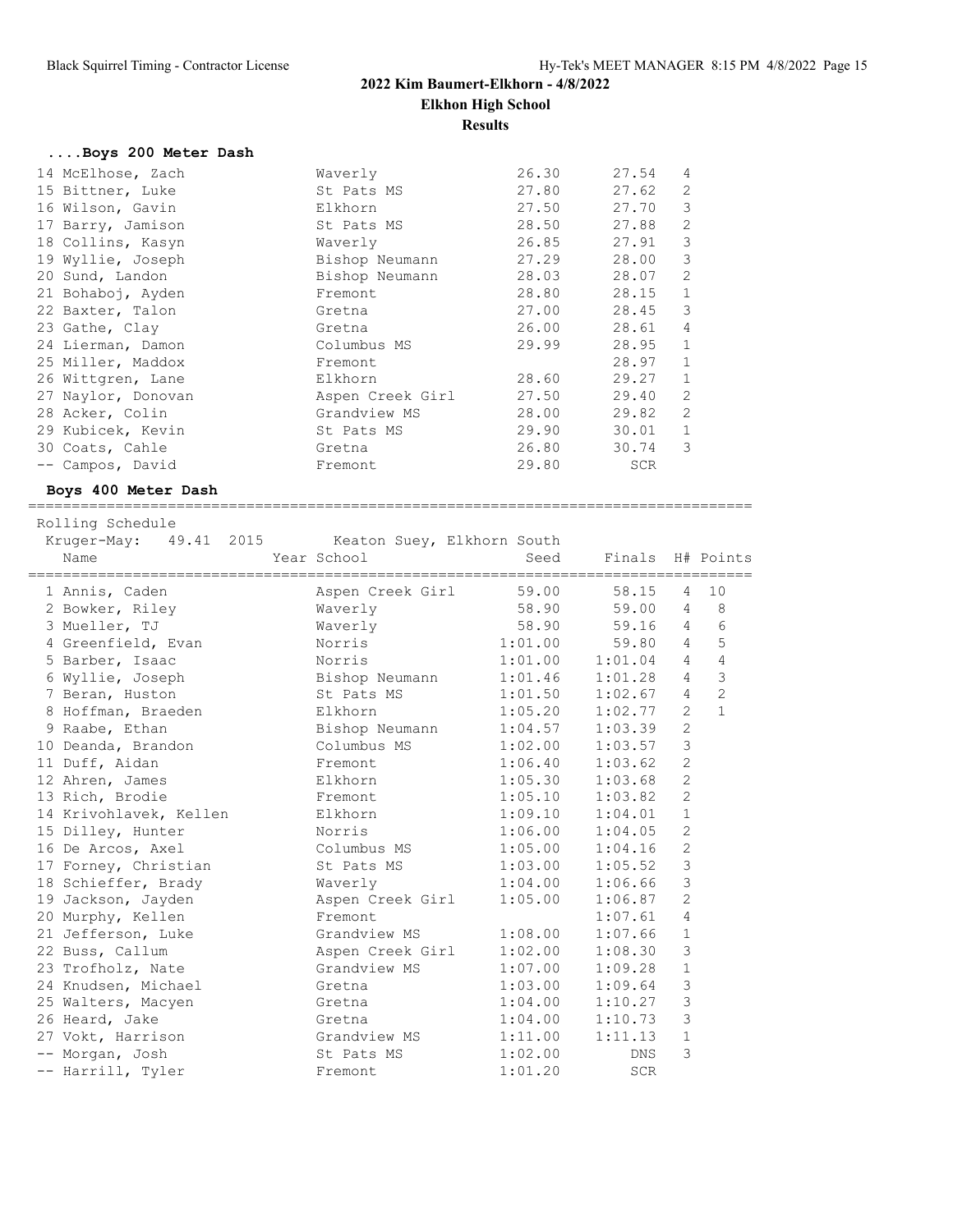# 2022 Kim Baumert-Elkhorn - 4/8/2022

## Elkhon High School

### Results

#### ....Boys 200 Meter Dash

| Place | Name | School | Seed | Finals | H# |
|---|---|---|---|---|---|
| 14 | McElhose, Zach | Waverly | 26.30 | 27.54 | 4 |
| 15 | Bittner, Luke | St Pats MS | 27.80 | 27.62 | 2 |
| 16 | Wilson, Gavin | Elkhorn | 27.50 | 27.70 | 3 |
| 17 | Barry, Jamison | St Pats MS | 28.50 | 27.88 | 2 |
| 18 | Collins, Kasyn | Waverly | 26.85 | 27.91 | 3 |
| 19 | Wyllie, Joseph | Bishop Neumann | 27.29 | 28.00 | 3 |
| 20 | Sund, Landon | Bishop Neumann | 28.03 | 28.07 | 2 |
| 21 | Bohaboj, Ayden | Fremont | 28.80 | 28.15 | 1 |
| 22 | Baxter, Talon | Gretna | 27.00 | 28.45 | 3 |
| 23 | Gathe, Clay | Gretna | 26.00 | 28.61 | 4 |
| 24 | Lierman, Damon | Columbus MS | 29.99 | 28.95 | 1 |
| 25 | Miller, Maddox | Fremont | | 28.97 | 1 |
| 26 | Wittgren, Lane | Elkhorn | 28.60 | 29.27 | 1 |
| 27 | Naylor, Donovan | Aspen Creek Girl | 27.50 | 29.40 | 2 |
| 28 | Acker, Colin | Grandview MS | 28.00 | 29.82 | 2 |
| 29 | Kubicek, Kevin | St Pats MS | 29.90 | 30.01 | 1 |
| 30 | Coats, Cahle | Gretna | 26.80 | 30.74 | 3 |
| -- | Campos, David | Fremont | 29.80 | SCR | |

#### Boys 400 Meter Dash

Rolling Schedule

Kruger-May: 49.41 2015 Keaton Suey, Elkhorn South

| Place | Name | Year School | Seed | Finals | H# | Points |
|---|---|---|---|---|---|---|
| 1 | Annis, Caden | Aspen Creek Girl | 59.00 | 58.15 | 4 | 10 |
| 2 | Bowker, Riley | Waverly | 58.90 | 59.00 | 4 | 8 |
| 3 | Mueller, TJ | Waverly | 58.90 | 59.16 | 4 | 6 |
| 4 | Greenfield, Evan | Norris | 1:01.00 | 59.80 | 4 | 5 |
| 5 | Barber, Isaac | Norris | 1:01.00 | 1:01.04 | 4 | 4 |
| 6 | Wyllie, Joseph | Bishop Neumann | 1:01.46 | 1:01.28 | 4 | 3 |
| 7 | Beran, Huston | St Pats MS | 1:01.50 | 1:02.67 | 4 | 2 |
| 8 | Hoffman, Braeden | Elkhorn | 1:05.20 | 1:02.77 | 2 | 1 |
| 9 | Raabe, Ethan | Bishop Neumann | 1:04.57 | 1:03.39 | 2 | |
| 10 | Deanda, Brandon | Columbus MS | 1:02.00 | 1:03.57 | 3 | |
| 11 | Duff, Aidan | Fremont | 1:06.40 | 1:03.62 | 2 | |
| 12 | Ahren, James | Elkhorn | 1:05.30 | 1:03.68 | 2 | |
| 13 | Rich, Brodie | Fremont | 1:05.10 | 1:03.82 | 2 | |
| 14 | Krivohlavek, Kellen | Elkhorn | 1:09.10 | 1:04.01 | 1 | |
| 15 | Dilley, Hunter | Norris | 1:06.00 | 1:04.05 | 2 | |
| 16 | De Arcos, Axel | Columbus MS | 1:05.00 | 1:04.16 | 2 | |
| 17 | Forney, Christian | St Pats MS | 1:03.00 | 1:05.52 | 3 | |
| 18 | Schieffer, Brady | Waverly | 1:04.00 | 1:06.66 | 3 | |
| 19 | Jackson, Jayden | Aspen Creek Girl | 1:05.00 | 1:06.87 | 2 | |
| 20 | Murphy, Kellen | Fremont | | 1:07.61 | 4 | |
| 21 | Jefferson, Luke | Grandview MS | 1:08.00 | 1:07.66 | 1 | |
| 22 | Buss, Callum | Aspen Creek Girl | 1:02.00 | 1:08.30 | 3 | |
| 23 | Trofholz, Nate | Grandview MS | 1:07.00 | 1:09.28 | 1 | |
| 24 | Knudsen, Michael | Gretna | 1:03.00 | 1:09.64 | 3 | |
| 25 | Walters, Macyen | Gretna | 1:04.00 | 1:10.27 | 3 | |
| 26 | Heard, Jake | Gretna | 1:04.00 | 1:10.73 | 3 | |
| 27 | Vokt, Harrison | Grandview MS | 1:11.00 | 1:11.13 | 1 | |
| -- | Morgan, Josh | St Pats MS | 1:02.00 | DNS | 3 | |
| -- | Harrill, Tyler | Fremont | 1:01.20 | SCR | | |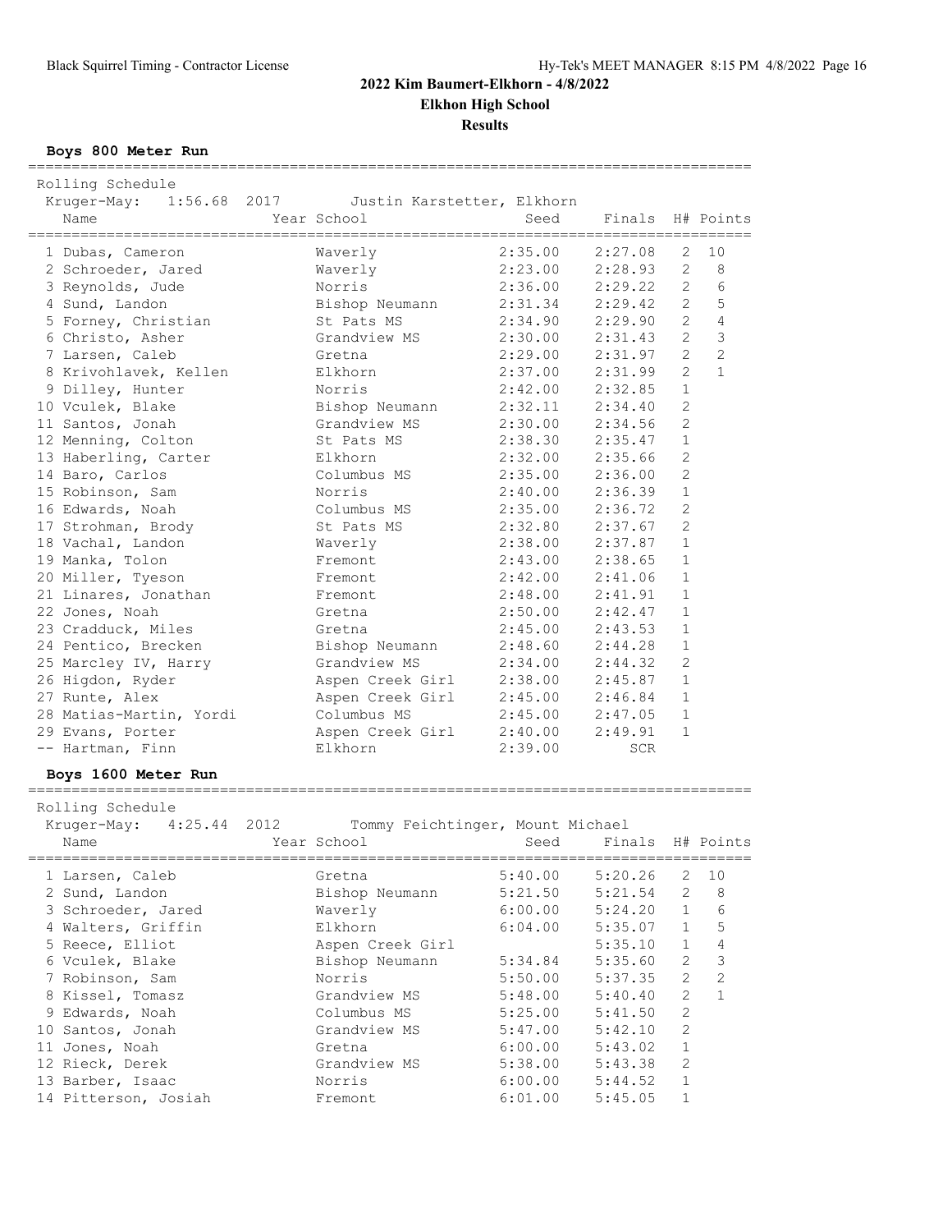# 2022 Kim Baumert-Elkhorn - 4/8/2022

## Elkhon High School

## Results

### Boys 800 Meter Run

Rolling Schedule

Kruger-May: 1:56.68 2017 Justin Karstetter, Elkhorn

| Place | Name | Year | School | Seed | Finals | H# | Points |
|---|---|---|---|---|---|---|---|
| 1 | Dubas, Cameron | | Waverly | 2:35.00 | 2:27.08 | 2 | 10 |
| 2 | Schroeder, Jared | | Waverly | 2:23.00 | 2:28.93 | 2 | 8 |
| 3 | Reynolds, Jude | | Norris | 2:36.00 | 2:29.22 | 2 | 6 |
| 4 | Sund, Landon | | Bishop Neumann | 2:31.34 | 2:29.42 | 2 | 5 |
| 5 | Forney, Christian | | St Pats MS | 2:34.90 | 2:29.90 | 2 | 4 |
| 6 | Christo, Asher | | Grandview MS | 2:30.00 | 2:31.43 | 2 | 3 |
| 7 | Larsen, Caleb | | Gretna | 2:29.00 | 2:31.97 | 2 | 2 |
| 8 | Krivohlavek, Kellen | | Elkhorn | 2:37.00 | 2:31.99 | 2 | 1 |
| 9 | Dilley, Hunter | | Norris | 2:42.00 | 2:32.85 | 1 | |
| 10 | Vculek, Blake | | Bishop Neumann | 2:32.11 | 2:34.40 | 2 | |
| 11 | Santos, Jonah | | Grandview MS | 2:30.00 | 2:34.56 | 2 | |
| 12 | Menning, Colton | | St Pats MS | 2:38.30 | 2:35.47 | 1 | |
| 13 | Haberling, Carter | | Elkhorn | 2:32.00 | 2:35.66 | 2 | |
| 14 | Baro, Carlos | | Columbus MS | 2:35.00 | 2:36.00 | 2 | |
| 15 | Robinson, Sam | | Norris | 2:40.00 | 2:36.39 | 1 | |
| 16 | Edwards, Noah | | Columbus MS | 2:35.00 | 2:36.72 | 2 | |
| 17 | Strohman, Brody | | St Pats MS | 2:32.80 | 2:37.67 | 2 | |
| 18 | Vachal, Landon | | Waverly | 2:38.00 | 2:37.87 | 1 | |
| 19 | Manka, Tolon | | Fremont | 2:43.00 | 2:38.65 | 1 | |
| 20 | Miller, Tyeson | | Fremont | 2:42.00 | 2:41.06 | 1 | |
| 21 | Linares, Jonathan | | Fremont | 2:48.00 | 2:41.91 | 1 | |
| 22 | Jones, Noah | | Gretna | 2:50.00 | 2:42.47 | 1 | |
| 23 | Cradduck, Miles | | Gretna | 2:45.00 | 2:43.53 | 1 | |
| 24 | Pentico, Brecken | | Bishop Neumann | 2:48.60 | 2:44.28 | 1 | |
| 25 | Marcley IV, Harry | | Grandview MS | 2:34.00 | 2:44.32 | 2 | |
| 26 | Higdon, Ryder | | Aspen Creek Girl | 2:38.00 | 2:45.87 | 1 | |
| 27 | Runte, Alex | | Aspen Creek Girl | 2:45.00 | 2:46.84 | 1 | |
| 28 | Matias-Martin, Yordi | | Columbus MS | 2:45.00 | 2:47.05 | 1 | |
| 29 | Evans, Porter | | Aspen Creek Girl | 2:40.00 | 2:49.91 | 1 | |
| -- | Hartman, Finn | | Elkhorn | 2:39.00 | SCR | | |

### Boys 1600 Meter Run

Rolling Schedule

Kruger-May: 4:25.44 2012 Tommy Feichtinger, Mount Michael

| Place | Name | Year | School | Seed | Finals | H# | Points |
|---|---|---|---|---|---|---|---|
| 1 | Larsen, Caleb | | Gretna | 5:40.00 | 5:20.26 | 2 | 10 |
| 2 | Sund, Landon | | Bishop Neumann | 5:21.50 | 5:21.54 | 2 | 8 |
| 3 | Schroeder, Jared | | Waverly | 6:00.00 | 5:24.20 | 1 | 6 |
| 4 | Walters, Griffin | | Elkhorn | 6:04.00 | 5:35.07 | 1 | 5 |
| 5 | Reece, Elliot | | Aspen Creek Girl | | 5:35.10 | 1 | 4 |
| 6 | Vculek, Blake | | Bishop Neumann | 5:34.84 | 5:35.60 | 2 | 3 |
| 7 | Robinson, Sam | | Norris | 5:50.00 | 5:37.35 | 2 | 2 |
| 8 | Kissel, Tomasz | | Grandview MS | 5:48.00 | 5:40.40 | 2 | 1 |
| 9 | Edwards, Noah | | Columbus MS | 5:25.00 | 5:41.50 | 2 | |
| 10 | Santos, Jonah | | Grandview MS | 5:47.00 | 5:42.10 | 2 | |
| 11 | Jones, Noah | | Gretna | 6:00.00 | 5:43.02 | 1 | |
| 12 | Rieck, Derek | | Grandview MS | 5:38.00 | 5:43.38 | 2 | |
| 13 | Barber, Isaac | | Norris | 6:00.00 | 5:44.52 | 1 | |
| 14 | Pitterson, Josiah | | Fremont | 6:01.00 | 5:45.05 | 1 | |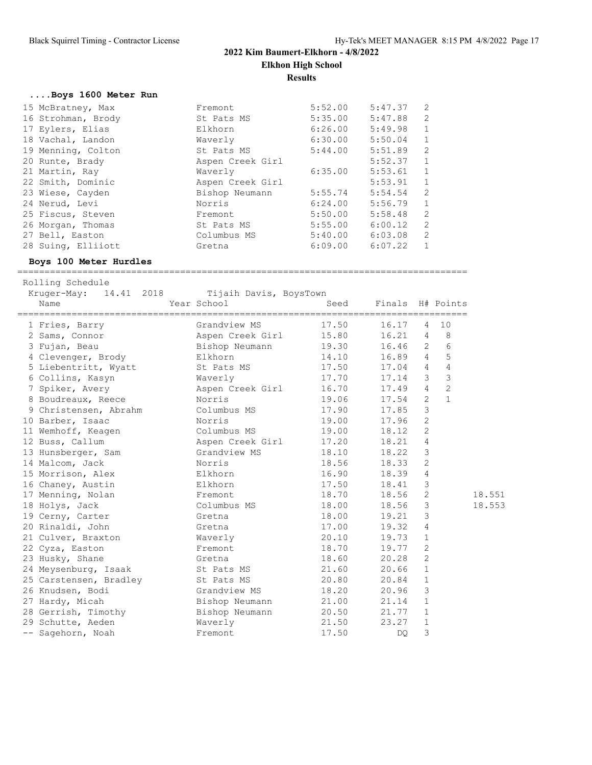## 2022 Kim Baumert-Elkhorn - 4/8/2022

**Elkhon High School**

**Results**

### ....Boys 1600 Meter Run

| Place | Name | School | Seed | Finals | H# |
|---|---|---|---|---|---|
| 15 | McBratney, Max | Fremont | 5:52.00 | 5:47.37 | 2 |
| 16 | Strohman, Brody | St Pats MS | 5:35.00 | 5:47.88 | 2 |
| 17 | Eylers, Elias | Elkhorn | 6:26.00 | 5:49.98 | 1 |
| 18 | Vachal, Landon | Waverly | 6:30.00 | 5:50.04 | 1 |
| 19 | Menning, Colton | St Pats MS | 5:44.00 | 5:51.89 | 2 |
| 20 | Runte, Brady | Aspen Creek Girl | | 5:52.37 | 1 |
| 21 | Martin, Ray | Waverly | 6:35.00 | 5:53.61 | 1 |
| 22 | Smith, Dominic | Aspen Creek Girl | | 5:53.91 | 1 |
| 23 | Wiese, Cayden | Bishop Neumann | 5:55.74 | 5:54.54 | 2 |
| 24 | Nerud, Levi | Norris | 6:24.00 | 5:56.79 | 1 |
| 25 | Fiscus, Steven | Fremont | 5:50.00 | 5:58.48 | 2 |
| 26 | Morgan, Thomas | St Pats MS | 5:55.00 | 6:00.12 | 2 |
| 27 | Bell, Easton | Columbus MS | 5:40.00 | 6:03.08 | 2 |
| 28 | Suing, Elliiott | Gretna | 6:09.00 | 6:07.22 | 1 |

### Boys 100 Meter Hurdles

Rolling Schedule

Kruger-May: 14.41 2018 Tijaih Davis, BoysTown

| Place | Name | Year School | Seed | Finals | H# | Points | |
|---|---|---|---|---|---|---|---|
| 1 | Fries, Barry | Grandview MS | 17.50 | 16.17 | 4 | 10 | |
| 2 | Sams, Connor | Aspen Creek Girl | 15.80 | 16.21 | 4 | 8 | |
| 3 | Fujan, Beau | Bishop Neumann | 19.30 | 16.46 | 2 | 6 | |
| 4 | Clevenger, Brody | Elkhorn | 14.10 | 16.89 | 4 | 5 | |
| 5 | Liebentritt, Wyatt | St Pats MS | 17.50 | 17.04 | 4 | 4 | |
| 6 | Collins, Kasyn | Waverly | 17.70 | 17.14 | 3 | 3 | |
| 7 | Spiker, Avery | Aspen Creek Girl | 16.70 | 17.49 | 4 | 2 | |
| 8 | Boudreaux, Reece | Norris | 19.06 | 17.54 | 2 | 1 | |
| 9 | Christensen, Abrahm | Columbus MS | 17.90 | 17.85 | 3 | | |
| 10 | Barber, Isaac | Norris | 19.00 | 17.96 | 2 | | |
| 11 | Wemhoff, Keagen | Columbus MS | 19.00 | 18.12 | 2 | | |
| 12 | Buss, Callum | Aspen Creek Girl | 17.20 | 18.21 | 4 | | |
| 13 | Hunsberger, Sam | Grandview MS | 18.10 | 18.22 | 3 | | |
| 14 | Malcom, Jack | Norris | 18.56 | 18.33 | 2 | | |
| 15 | Morrison, Alex | Elkhorn | 16.90 | 18.39 | 4 | | |
| 16 | Chaney, Austin | Elkhorn | 17.50 | 18.41 | 3 | | |
| 17 | Menning, Nolan | Fremont | 18.70 | 18.56 | 2 | | 18.551 |
| 18 | Holys, Jack | Columbus MS | 18.00 | 18.56 | 3 | | 18.553 |
| 19 | Cerny, Carter | Gretna | 18.00 | 19.21 | 3 | | |
| 20 | Rinaldi, John | Gretna | 17.00 | 19.32 | 4 | | |
| 21 | Culver, Braxton | Waverly | 20.10 | 19.73 | 1 | | |
| 22 | Cyza, Easton | Fremont | 18.70 | 19.77 | 2 | | |
| 23 | Husky, Shane | Gretna | 18.60 | 20.28 | 2 | | |
| 24 | Meysenburg, Isaak | St Pats MS | 21.60 | 20.66 | 1 | | |
| 25 | Carstensen, Bradley | St Pats MS | 20.80 | 20.84 | 1 | | |
| 26 | Knudsen, Bodi | Grandview MS | 18.20 | 20.96 | 3 | | |
| 27 | Hardy, Micah | Bishop Neumann | 21.00 | 21.14 | 1 | | |
| 28 | Gerrish, Timothy | Bishop Neumann | 20.50 | 21.77 | 1 | | |
| 29 | Schutte, Aeden | Waverly | 21.50 | 23.27 | 1 | | |
| -- | Sagehorn, Noah | Fremont | 17.50 | DQ | 3 | | |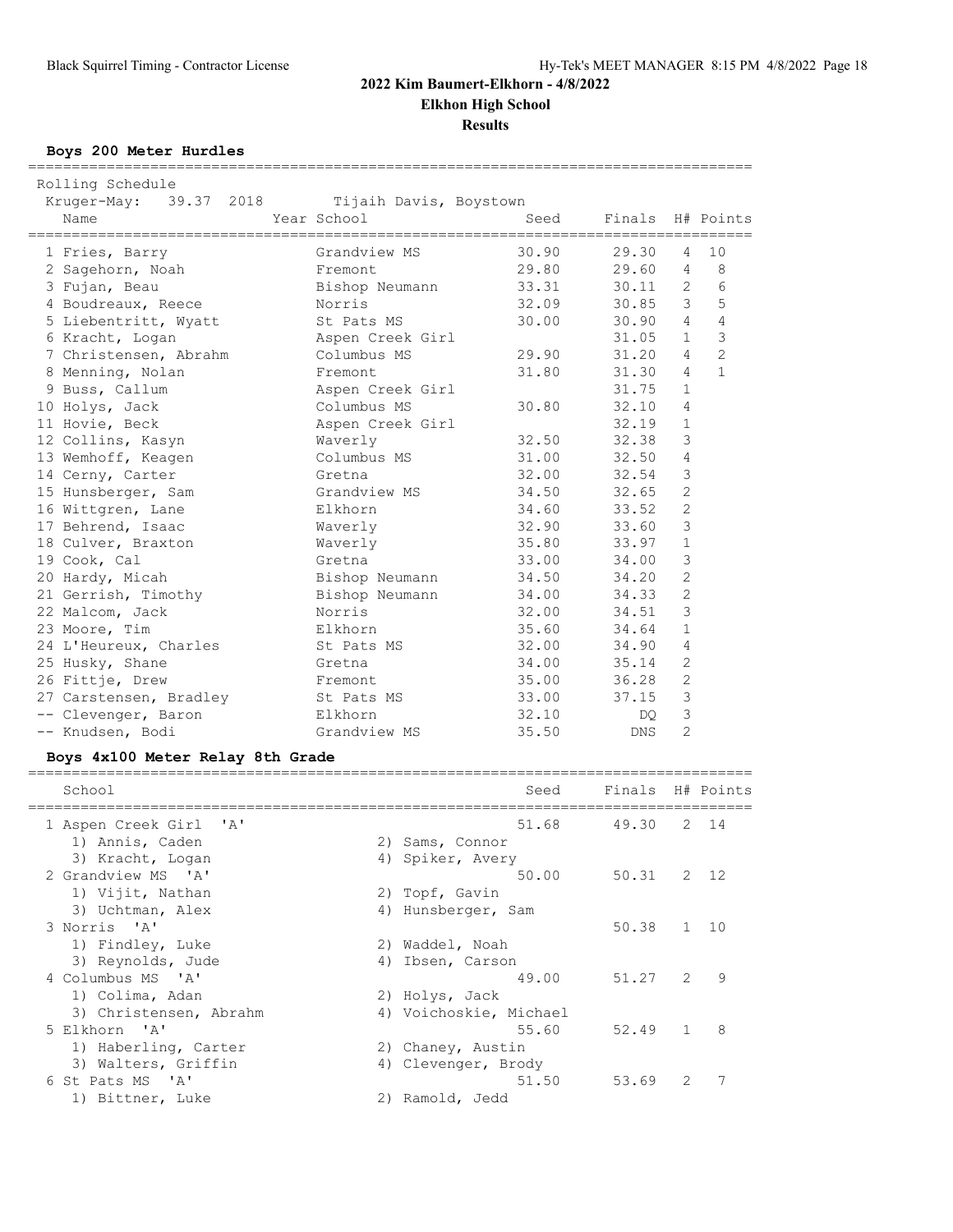## 2022 Kim Baumert-Elkhorn - 4/8/2022

**Elkhon High School**

**Results**

### Boys 200 Meter Hurdles

Rolling Schedule

Kruger-May: 39.37 2018 Tijaih Davis, Boystown

| Place | Name | Year School | Seed | Finals | H# | Points |
|---|---|---|---|---|---|---|
| 1 | Fries, Barry | Grandview MS | 30.90 | 29.30 | 4 | 10 |
| 2 | Sagehorn, Noah | Fremont | 29.80 | 29.60 | 4 | 8 |
| 3 | Fujan, Beau | Bishop Neumann | 33.31 | 30.11 | 2 | 6 |
| 4 | Boudreaux, Reece | Norris | 32.09 | 30.85 | 3 | 5 |
| 5 | Liebentritt, Wyatt | St Pats MS | 30.00 | 30.90 | 4 | 4 |
| 6 | Kracht, Logan | Aspen Creek Girl | | 31.05 | 1 | 3 |
| 7 | Christensen, Abrahm | Columbus MS | 29.90 | 31.20 | 4 | 2 |
| 8 | Menning, Nolan | Fremont | 31.80 | 31.30 | 4 | 1 |
| 9 | Buss, Callum | Aspen Creek Girl | | 31.75 | 1 | |
| 10 | Holys, Jack | Columbus MS | 30.80 | 32.10 | 4 | |
| 11 | Hovie, Beck | Aspen Creek Girl | | 32.19 | 1 | |
| 12 | Collins, Kasyn | Waverly | 32.50 | 32.38 | 3 | |
| 13 | Wemhoff, Keagen | Columbus MS | 31.00 | 32.50 | 4 | |
| 14 | Cerny, Carter | Gretna | 32.00 | 32.54 | 3 | |
| 15 | Hunsberger, Sam | Grandview MS | 34.50 | 32.65 | 2 | |
| 16 | Wittgren, Lane | Elkhorn | 34.60 | 33.52 | 2 | |
| 17 | Behrend, Isaac | Waverly | 32.90 | 33.60 | 3 | |
| 18 | Culver, Braxton | Waverly | 35.80 | 33.97 | 1 | |
| 19 | Cook, Cal | Gretna | 33.00 | 34.00 | 3 | |
| 20 | Hardy, Micah | Bishop Neumann | 34.50 | 34.20 | 2 | |
| 21 | Gerrish, Timothy | Bishop Neumann | 34.00 | 34.33 | 2 | |
| 22 | Malcom, Jack | Norris | 32.00 | 34.51 | 3 | |
| 23 | Moore, Tim | Elkhorn | 35.60 | 34.64 | 1 | |
| 24 | L'Heureux, Charles | St Pats MS | 32.00 | 34.90 | 4 | |
| 25 | Husky, Shane | Gretna | 34.00 | 35.14 | 2 | |
| 26 | Fittje, Drew | Fremont | 35.00 | 36.28 | 2 | |
| 27 | Carstensen, Bradley | St Pats MS | 33.00 | 37.15 | 3 | |
| -- | Clevenger, Baron | Elkhorn | 32.10 | DQ | 3 | |
| -- | Knudsen, Bodi | Grandview MS | 35.50 | DNS | 2 | |

### Boys 4x100 Meter Relay 8th Grade

| Place | School | Seed | Finals | H# | Points |
|---|---|---|---|---|---|
| 1 | Aspen Creek Girl 'A' | 51.68 | 49.30 | 2 | 14 |
| | 1) Annis, Caden 2) Sams, Connor 3) Kracht, Logan 4) Spiker, Avery | | | | |
| 2 | Grandview MS 'A' | 50.00 | 50.31 | 2 | 12 |
| | 1) Vijit, Nathan 2) Topf, Gavin 3) Uchtman, Alex 4) Hunsberger, Sam | | | | |
| 3 | Norris 'A' | | 50.38 | 1 | 10 |
| | 1) Findley, Luke 2) Waddel, Noah 3) Reynolds, Jude 4) Ibsen, Carson | | | | |
| 4 | Columbus MS 'A' | 49.00 | 51.27 | 2 | 9 |
| | 1) Colima, Adan 2) Holys, Jack 3) Christensen, Abrahm 4) Voichoskie, Michael | | | | |
| 5 | Elkhorn 'A' | 55.60 | 52.49 | 1 | 8 |
| | 1) Haberling, Carter 2) Chaney, Austin 3) Walters, Griffin 4) Clevenger, Brody | | | | |
| 6 | St Pats MS 'A' | 51.50 | 53.69 | 2 | 7 |
| | 1) Bittner, Luke 2) Ramold, Jedd | | | | |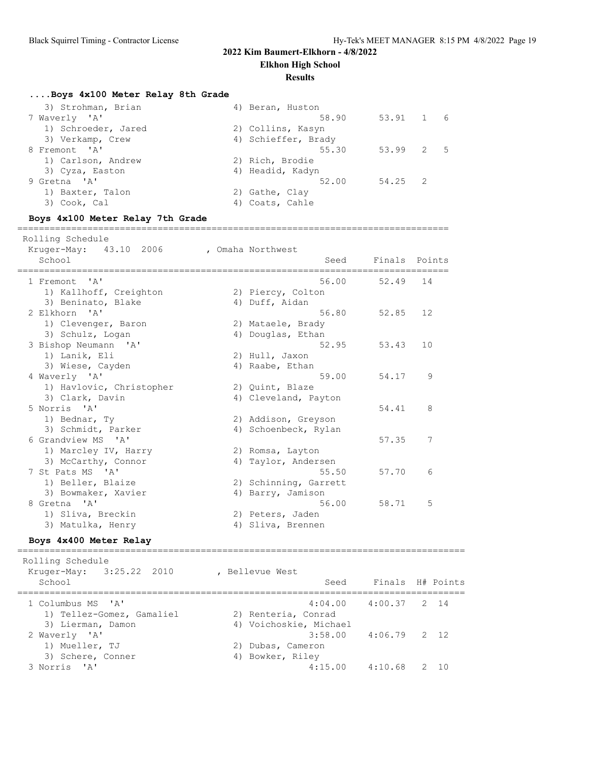## 2022 Kim Baumert-Elkhorn - 4/8/2022

**Elkhon High School**

**Results**

### ....Boys 4x100 Meter Relay 8th Grade

```
   3) Strohman, Brian                 4) Beran, Huston
 7 Waverly  'A'                                  58.90      53.91   1    6
   1) Schroeder, Jared                2) Collins, Kasyn
   3) Verkamp, Crew                   4) Schieffer, Brady
 8 Fremont  'A'                                  55.30      53.99   2    5
   1) Carlson, Andrew                 2) Rich, Brodie
   3) Cyza, Easton                    4) Headid, Kadyn
 9 Gretna  'A'                                   52.00      54.25   2
   1) Baxter, Talon                   2) Gathe, Clay
   3) Cook, Cal                       4) Coats, Cahle
```

### Boys 4x100 Meter Relay 7th Grade

```
===============================================================================
 Rolling Schedule
  Kruger-May:   43.10  2006        , Omaha Northwest
    School                                        Seed     Finals  Points
===============================================================================
  1 Fremont  'A'                                 56.00      52.49   14
     1) Kallhoff, Creighton            2) Piercy, Colton
     3) Beninato, Blake                4) Duff, Aidan
  2 Elkhorn  'A'                                 56.80      52.85   12
     1) Clevenger, Baron               2) Mataele, Brady
     3) Schulz, Logan                  4) Douglas, Ethan
  3 Bishop Neumann  'A'                          52.95      53.43   10
     1) Lanik, Eli                     2) Hull, Jaxon
     3) Wiese, Cayden                  4) Raabe, Ethan
  4 Waverly  'A'                                 59.00      54.17    9
     1) Havlovic, Christopher          2) Quint, Blaze
     3) Clark, Davin                   4) Cleveland, Payton
  5 Norris  'A'                                             54.41    8
     1) Bednar, Ty                     2) Addison, Greyson
     3) Schmidt, Parker                4) Schoenbeck, Rylan
  6 Grandview MS  'A'                                       57.35    7
     1) Marcley IV, Harry              2) Romsa, Layton
     3) McCarthy, Connor               4) Taylor, Andersen
  7 St Pats MS  'A'                              55.50      57.70    6
     1) Beller, Blaize                 2) Schinning, Garrett
     3) Bowmaker, Xavier               4) Barry, Jamison
  8 Gretna  'A'                                  56.00      58.71    5
     1) Sliva, Breckin                 2) Peters, Jaden
     3) Matulka, Henry                 4) Sliva, Brennen
```

### Boys 4x400 Meter Relay

```
===================================================================================
 Rolling Schedule
  Kruger-May:   3:25.22  2010        , Bellevue West
    School                                        Seed     Finals  H# Points
===================================================================================
  1 Columbus MS  'A'                            4:04.00    4:00.37   2  14
     1) Tellez-Gomez, Gamaliel         2) Renteria, Conrad
     3) Lierman, Damon                 4) Voichoskie, Michael
  2 Waverly  'A'                                3:58.00    4:06.79   2  12
     1) Mueller, TJ                    2) Dubas, Cameron
     3) Schere, Conner                 4) Bowker, Riley
  3 Norris  'A'                                 4:15.00    4:10.68   2  10
```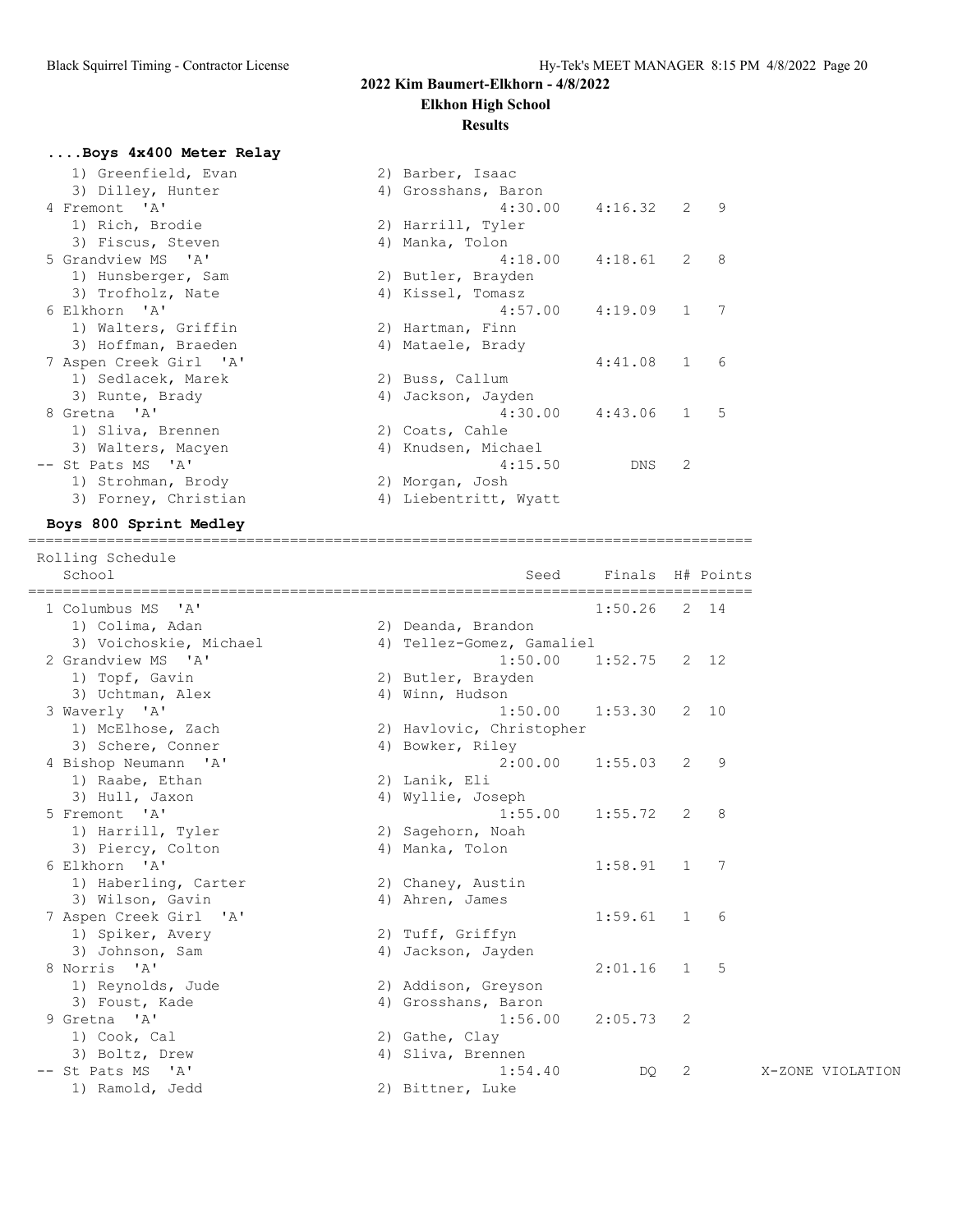## 2022 Kim Baumert-Elkhorn - 4/8/2022

### Elkhon High School

### Results

**....Boys 4x400 Meter Relay**

```
    1) Greenfield, Evan               2) Barber, Isaac
    3) Dilley, Hunter                 4) Grosshans, Baron
  4 Fremont  'A'                                 4:30.00    4:16.32   2   9
    1) Rich, Brodie                   2) Harrill, Tyler
    3) Fiscus, Steven                 4) Manka, Tolon
  5 Grandview MS  'A'                            4:18.00    4:18.61   2   8
    1) Hunsberger, Sam                2) Butler, Brayden
    3) Trofholz, Nate                 4) Kissel, Tomasz
  6 Elkhorn  'A'                                 4:57.00    4:19.09   1   7
    1) Walters, Griffin               2) Hartman, Finn
    3) Hoffman, Braeden               4) Mataele, Brady
  7 Aspen Creek Girl  'A'                                   4:41.08   1   6
    1) Sedlacek, Marek                2) Buss, Callum
    3) Runte, Brady                   4) Jackson, Jayden
  8 Gretna  'A'                                  4:30.00    4:43.06   1   5
    1) Sliva, Brennen                 2) Coats, Cahle
    3) Walters, Macyen                4) Knudsen, Michael
 -- St Pats MS  'A'                              4:15.50        DNS   2
    1) Strohman, Brody                2) Morgan, Josh
    3) Forney, Christian              4) Liebentritt, Wyatt
```

**Boys 800 Sprint Medley**

```
=====================================================================================
 Rolling Schedule
   School                                            Seed     Finals  H# Points
=====================================================================================
  1 Columbus MS  'A'                                          1:50.26   2  14
    1) Colima, Adan                   2) Deanda, Brandon
    3) Voichoskie, Michael            4) Tellez-Gomez, Gamaliel
  2 Grandview MS  'A'                            1:50.00    1:52.75   2  12
    1) Topf, Gavin                    2) Butler, Brayden
    3) Uchtman, Alex                  4) Winn, Hudson
  3 Waverly  'A'                                 1:50.00    1:53.30   2  10
    1) McElhose, Zach                 2) Havlovic, Christopher
    3) Schere, Conner                 4) Bowker, Riley
  4 Bishop Neumann  'A'                          2:00.00    1:55.03   2   9
    1) Raabe, Ethan                   2) Lanik, Eli
    3) Hull, Jaxon                    4) Wyllie, Joseph
  5 Fremont  'A'                                 1:55.00    1:55.72   2   8
    1) Harrill, Tyler                 2) Sagehorn, Noah
    3) Piercy, Colton                 4) Manka, Tolon
  6 Elkhorn  'A'                                            1:58.91   1   7
    1) Haberling, Carter              2) Chaney, Austin
    3) Wilson, Gavin                  4) Ahren, James
  7 Aspen Creek Girl  'A'                                   1:59.61   1   6
    1) Spiker, Avery                  2) Tuff, Griffyn
    3) Johnson, Sam                   4) Jackson, Jayden
  8 Norris  'A'                                             2:01.16   1   5
    1) Reynolds, Jude                 2) Addison, Greyson
    3) Foust, Kade                    4) Grosshans, Baron
  9 Gretna  'A'                                  1:56.00    2:05.73   2
    1) Cook, Cal                      2) Gathe, Clay
    3) Boltz, Drew                    4) Sliva, Brennen
 -- St Pats MS  'A'                              1:54.40         DQ   2           X-ZONE VIOLATION
    1) Ramold, Jedd                   2) Bittner, Luke
```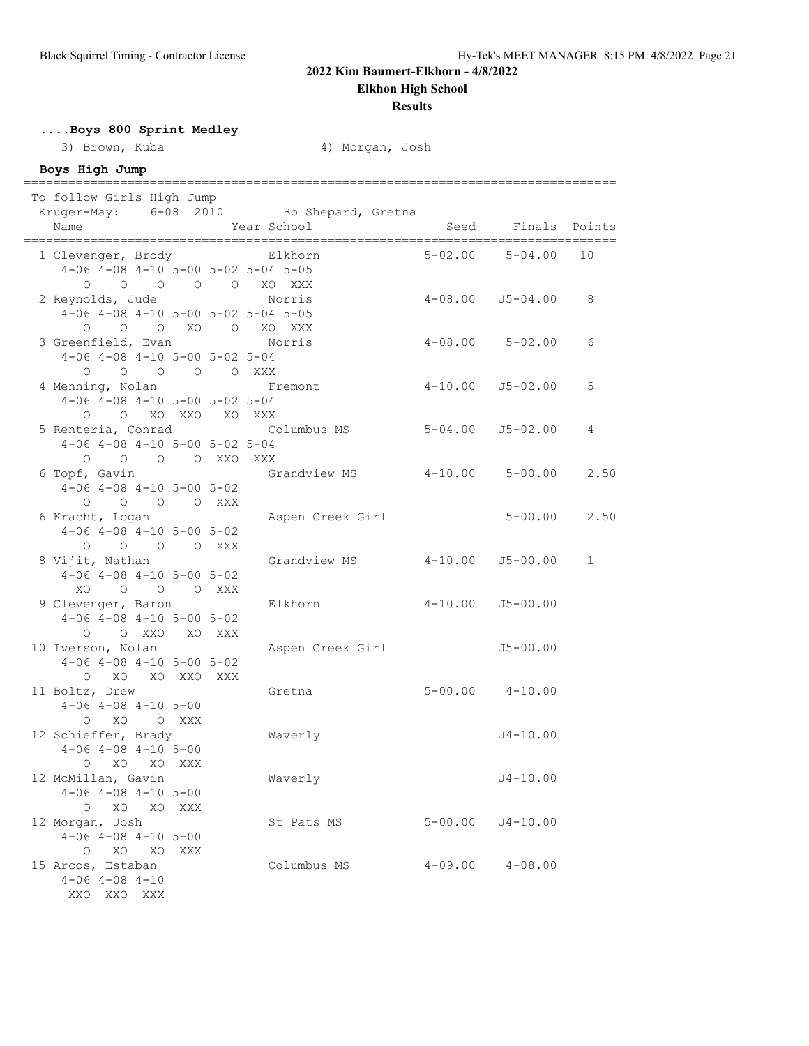**2022 Kim Baumert-Elkhorn - 4/8/2022**

**Elkhon High School**

**Results**

### ....Boys 800 Sprint Medley

3) Brown, Kuba 4) Morgan, Josh

### Boys High Jump

To follow Girls High Jump

Kruger-May: 6-08 2010 Bo Shepard, Gretna

| Name | Year School | Seed | Finals | Points |
|---|---|---|---|---|
| 1 Clevenger, Brody | Elkhorn | 5-02.00 | 5-04.00 | 10 |
| 4-06 4-08 4-10 5-00 5-02 5-04 5-05<br>O O O O O XO XXX | | | | |
| 2 Reynolds, Jude | Norris | 4-08.00 | J5-04.00 | 8 |
| 4-06 4-08 4-10 5-00 5-02 5-04 5-05<br>O O O XO O XO XXX | | | | |
| 3 Greenfield, Evan | Norris | 4-08.00 | 5-02.00 | 6 |
| 4-06 4-08 4-10 5-00 5-02 5-04<br>O O O O O XXX | | | | |
| 4 Menning, Nolan | Fremont | 4-10.00 | J5-02.00 | 5 |
| 4-06 4-08 4-10 5-00 5-02 5-04<br>O O XO XXO XO XXX | | | | |
| 5 Renteria, Conrad | Columbus MS | 5-04.00 | J5-02.00 | 4 |
| 4-06 4-08 4-10 5-00 5-02 5-04<br>O O O O XXO XXX | | | | |
| 6 Topf, Gavin | Grandview MS | 4-10.00 | 5-00.00 | 2.50 |
| 4-06 4-08 4-10 5-00 5-02<br>O O O O XXX | | | | |
| 6 Kracht, Logan | Aspen Creek Girl | | 5-00.00 | 2.50 |
| 4-06 4-08 4-10 5-00 5-02<br>O O O O XXX | | | | |
| 8 Vijit, Nathan | Grandview MS | 4-10.00 | J5-00.00 | 1 |
| 4-06 4-08 4-10 5-00 5-02<br>XO O O O XXX | | | | |
| 9 Clevenger, Baron | Elkhorn | 4-10.00 | J5-00.00 | |
| 4-06 4-08 4-10 5-00 5-02<br>O O XXO XO XXX | | | | |
| 10 Iverson, Nolan | Aspen Creek Girl | | J5-00.00 | |
| 4-06 4-08 4-10 5-00 5-02<br>O XO XO XXO XXX | | | | |
| 11 Boltz, Drew | Gretna | 5-00.00 | 4-10.00 | |
| 4-06 4-08 4-10 5-00<br>O XO O XXX | | | | |
| 12 Schieffer, Brady | Waverly | | J4-10.00 | |
| 4-06 4-08 4-10 5-00<br>O XO XO XXX | | | | |
| 12 McMillan, Gavin | Waverly | | J4-10.00 | |
| 4-06 4-08 4-10 5-00<br>O XO XO XXX | | | | |
| 12 Morgan, Josh | St Pats MS | 5-00.00 | J4-10.00 | |
| 4-06 4-08 4-10 5-00<br>O XO XO XXX | | | | |
| 15 Arcos, Estaban | Columbus MS | 4-09.00 | 4-08.00 | |
| 4-06 4-08 4-10<br>XXO XXO XXX | | | | |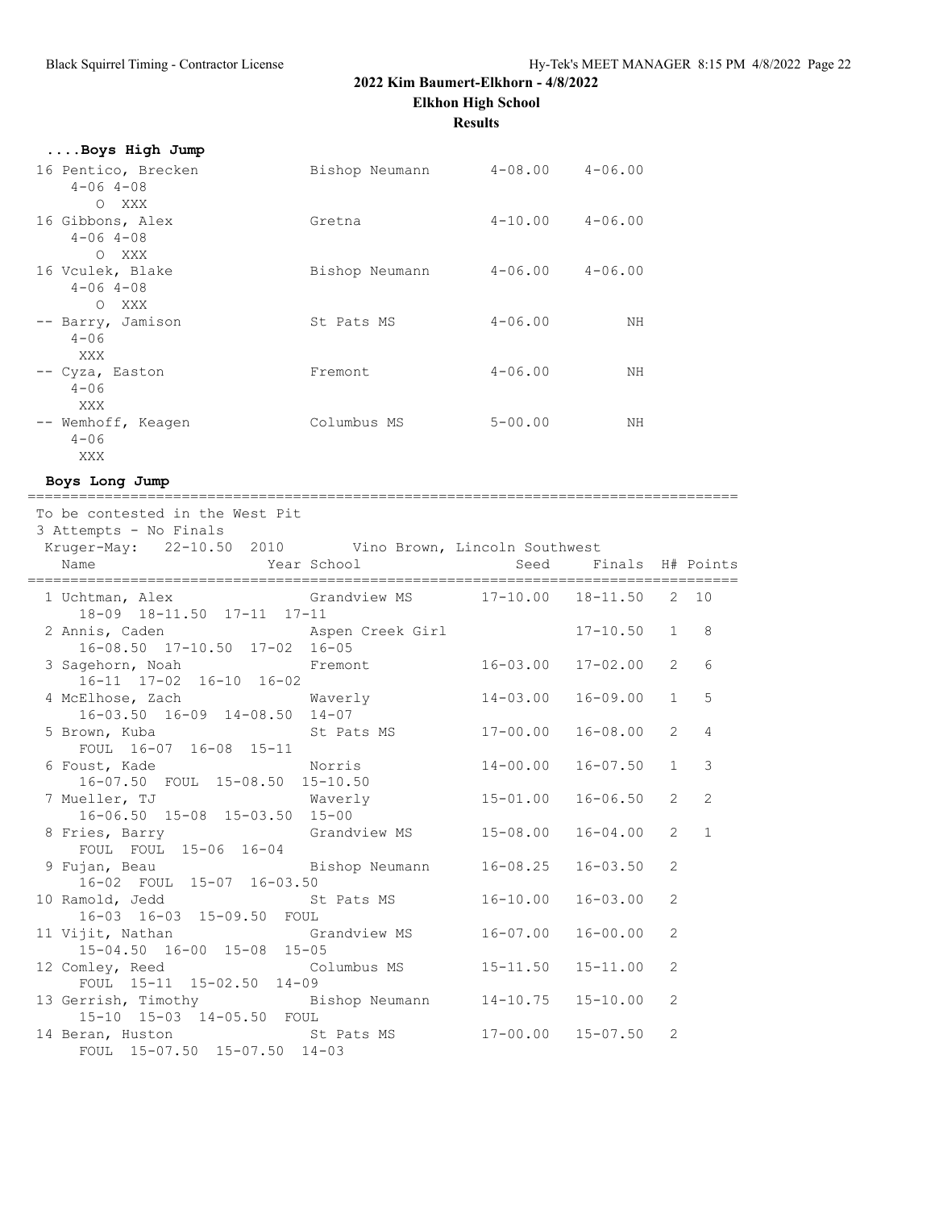**2022 Kim Baumert-Elkhorn - 4/8/2022**

**Elkhon High School**

**Results**

### ....Boys High Jump

| Place | Name | School | Seed | Finals |
|---|---|---|---|---|
| 16 | Pentico, Brecken | Bishop Neumann | 4-08.00 | 4-06.00 |
| | 4-06 4-08 | | | |
| | O XXX | | | |
| 16 | Gibbons, Alex | Gretna | 4-10.00 | 4-06.00 |
| | 4-06 4-08 | | | |
| | O XXX | | | |
| 16 | Vculek, Blake | Bishop Neumann | 4-06.00 | 4-06.00 |
| | 4-06 4-08 | | | |
| | O XXX | | | |
| -- | Barry, Jamison | St Pats MS | 4-06.00 | NH |
| | 4-06 | | | |
| | XXX | | | |
| -- | Cyza, Easton | Fremont | 4-06.00 | NH |
| | 4-06 | | | |
| | XXX | | | |
| -- | Wemhoff, Keagen | Columbus MS | 5-00.00 | NH |
| | 4-06 | | | |
| | XXX | | | |

### Boys Long Jump

To be contested in the West Pit
3 Attempts - No Finals
Kruger-May: 22-10.50 2010 Vino Brown, Lincoln Southwest

| Place | Name | Year | School | Seed | Finals | H# | Points |
|---|---|---|---|---|---|---|---|
| 1 | Uchtman, Alex | | Grandview MS | 17-10.00 | 18-11.50 | 2 | 10 |
| | 18-09 18-11.50 17-11 17-11 | | | | | | |
| 2 | Annis, Caden | | Aspen Creek Girl | | 17-10.50 | 1 | 8 |
| | 16-08.50 17-10.50 17-02 16-05 | | | | | | |
| 3 | Sagehorn, Noah | | Fremont | 16-03.00 | 17-02.00 | 2 | 6 |
| | 16-11 17-02 16-10 16-02 | | | | | | |
| 4 | McElhose, Zach | | Waverly | 14-03.00 | 16-09.00 | 1 | 5 |
| | 16-03.50 16-09 14-08.50 14-07 | | | | | | |
| 5 | Brown, Kuba | | St Pats MS | 17-00.00 | 16-08.00 | 2 | 4 |
| | FOUL 16-07 16-08 15-11 | | | | | | |
| 6 | Foust, Kade | | Norris | 14-00.00 | 16-07.50 | 1 | 3 |
| | 16-07.50 FOUL 15-08.50 15-10.50 | | | | | | |
| 7 | Mueller, TJ | | Waverly | 15-01.00 | 16-06.50 | 2 | 2 |
| | 16-06.50 15-08 15-03.50 15-00 | | | | | | |
| 8 | Fries, Barry | | Grandview MS | 15-08.00 | 16-04.00 | 2 | 1 |
| | FOUL FOUL 15-06 16-04 | | | | | | |
| 9 | Fujan, Beau | | Bishop Neumann | 16-08.25 | 16-03.50 | 2 | |
| | 16-02 FOUL 15-07 16-03.50 | | | | | | |
| 10 | Ramold, Jedd | | St Pats MS | 16-10.00 | 16-03.00 | 2 | |
| | 16-03 16-03 15-09.50 FOUL | | | | | | |
| 11 | Vijit, Nathan | | Grandview MS | 16-07.00 | 16-00.00 | 2 | |
| | 15-04.50 16-00 15-08 15-05 | | | | | | |
| 12 | Comley, Reed | | Columbus MS | 15-11.50 | 15-11.00 | 2 | |
| | FOUL 15-11 15-02.50 14-09 | | | | | | |
| 13 | Gerrish, Timothy | | Bishop Neumann | 14-10.75 | 15-10.00 | 2 | |
| | 15-10 15-03 14-05.50 FOUL | | | | | | |
| 14 | Beran, Huston | | St Pats MS | 17-00.00 | 15-07.50 | 2 | |
| | FOUL 15-07.50 15-07.50 14-03 | | | | | | |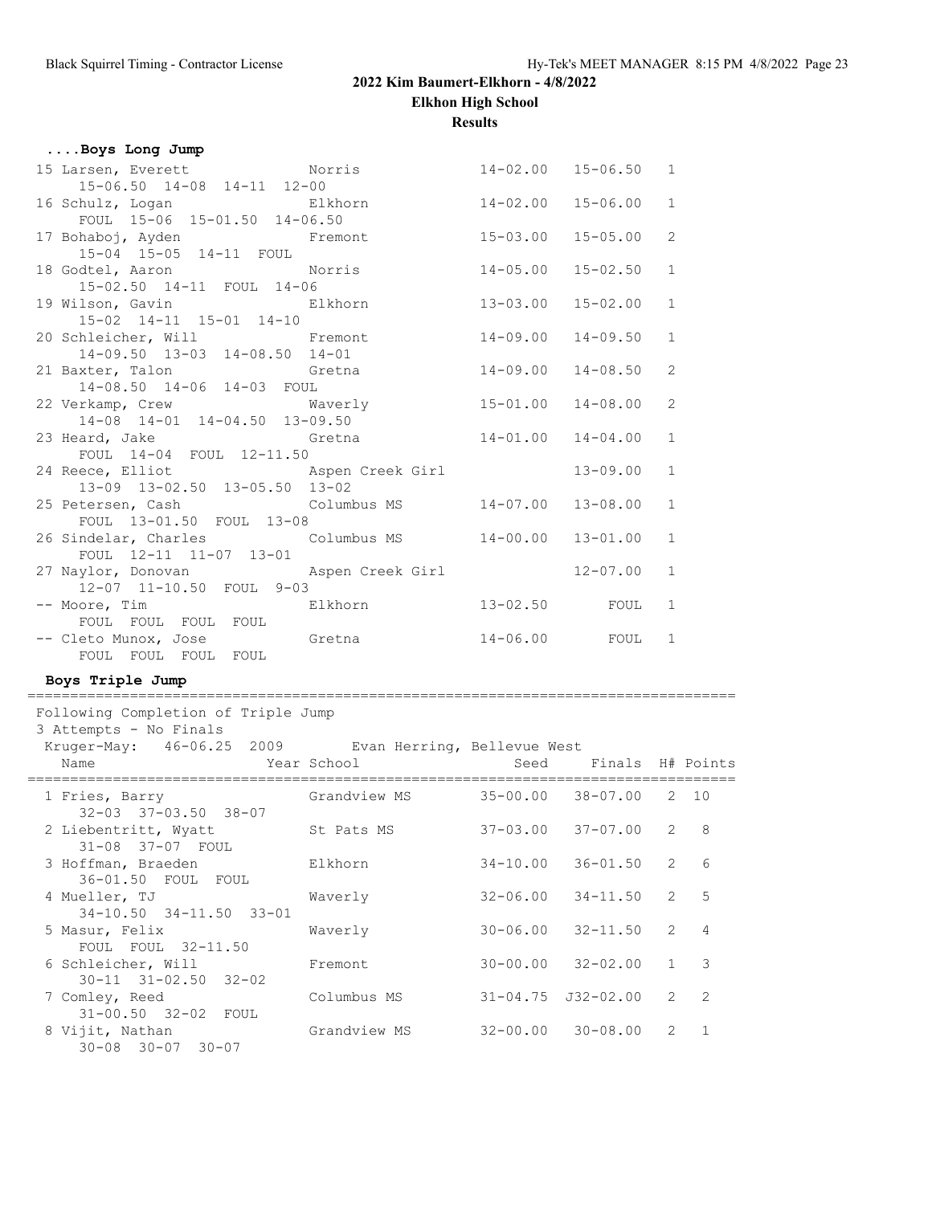## 2022 Kim Baumert-Elkhorn - 4/8/2022

**Elkhon High School**

**Results**

### ....Boys Long Jump

| Place | Name | School | Seed | Finals | H# |
|---|---|---|---|---|---|
| 15 | Larsen, Everett | Norris | 14-02.00 | 15-06.50 | 1 |
| | 15-06.50 14-08 14-11 12-00 | | | | |
| 16 | Schulz, Logan | Elkhorn | 14-02.00 | 15-06.00 | 1 |
| | FOUL 15-06 15-01.50 14-06.50 | | | | |
| 17 | Bohaboj, Ayden | Fremont | 15-03.00 | 15-05.00 | 2 |
| | 15-04 15-05 14-11 FOUL | | | | |
| 18 | Godtel, Aaron | Norris | 14-05.00 | 15-02.50 | 1 |
| | 15-02.50 14-11 FOUL 14-06 | | | | |
| 19 | Wilson, Gavin | Elkhorn | 13-03.00 | 15-02.00 | 1 |
| | 15-02 14-11 15-01 14-10 | | | | |
| 20 | Schleicher, Will | Fremont | 14-09.00 | 14-09.50 | 1 |
| | 14-09.50 13-03 14-08.50 14-01 | | | | |
| 21 | Baxter, Talon | Gretna | 14-09.00 | 14-08.50 | 2 |
| | 14-08.50 14-06 14-03 FOUL | | | | |
| 22 | Verkamp, Crew | Waverly | 15-01.00 | 14-08.00 | 2 |
| | 14-08 14-01 14-04.50 13-09.50 | | | | |
| 23 | Heard, Jake | Gretna | 14-01.00 | 14-04.00 | 1 |
| | FOUL 14-04 FOUL 12-11.50 | | | | |
| 24 | Reece, Elliot | Aspen Creek Girl | | 13-09.00 | 1 |
| | 13-09 13-02.50 13-05.50 13-02 | | | | |
| 25 | Petersen, Cash | Columbus MS | 14-07.00 | 13-08.00 | 1 |
| | FOUL 13-01.50 FOUL 13-08 | | | | |
| 26 | Sindelar, Charles | Columbus MS | 14-00.00 | 13-01.00 | 1 |
| | FOUL 12-11 11-07 13-01 | | | | |
| 27 | Naylor, Donovan | Aspen Creek Girl | | 12-07.00 | 1 |
| | 12-07 11-10.50 FOUL 9-03 | | | | |
| -- | Moore, Tim | Elkhorn | 13-02.50 | FOUL | 1 |
| | FOUL FOUL FOUL FOUL | | | | |
| -- | Cleto Munox, Jose | Gretna | 14-06.00 | FOUL | 1 |
| | FOUL FOUL FOUL FOUL | | | | |

### Boys Triple Jump

Following Completion of Triple Jump
3 Attempts - No Finals
Kruger-May: 46-06.25 2009 Evan Herring, Bellevue West

| Place | Name | Year | School | Seed | Finals | H# | Points |
|---|---|---|---|---|---|---|---|
| 1 | Fries, Barry | | Grandview MS | 35-00.00 | 38-07.00 | 2 | 10 |
| | 32-03 37-03.50 38-07 | | | | | | |
| 2 | Liebentritt, Wyatt | | St Pats MS | 37-03.00 | 37-07.00 | 2 | 8 |
| | 31-08 37-07 FOUL | | | | | | |
| 3 | Hoffman, Braeden | | Elkhorn | 34-10.00 | 36-01.50 | 2 | 6 |
| | 36-01.50 FOUL FOUL | | | | | | |
| 4 | Mueller, TJ | | Waverly | 32-06.00 | 34-11.50 | 2 | 5 |
| | 34-10.50 34-11.50 33-01 | | | | | | |
| 5 | Masur, Felix | | Waverly | 30-06.00 | 32-11.50 | 2 | 4 |
| | FOUL FOUL 32-11.50 | | | | | | |
| 6 | Schleicher, Will | | Fremont | 30-00.00 | 32-02.00 | 1 | 3 |
| | 30-11 31-02.50 32-02 | | | | | | |
| 7 | Comley, Reed | | Columbus MS | 31-04.75 | J32-02.00 | 2 | 2 |
| | 31-00.50 32-02 FOUL | | | | | | |
| 8 | Vijit, Nathan | | Grandview MS | 32-00.00 | 30-08.00 | 2 | 1 |
| | 30-08 30-07 30-07 | | | | | | |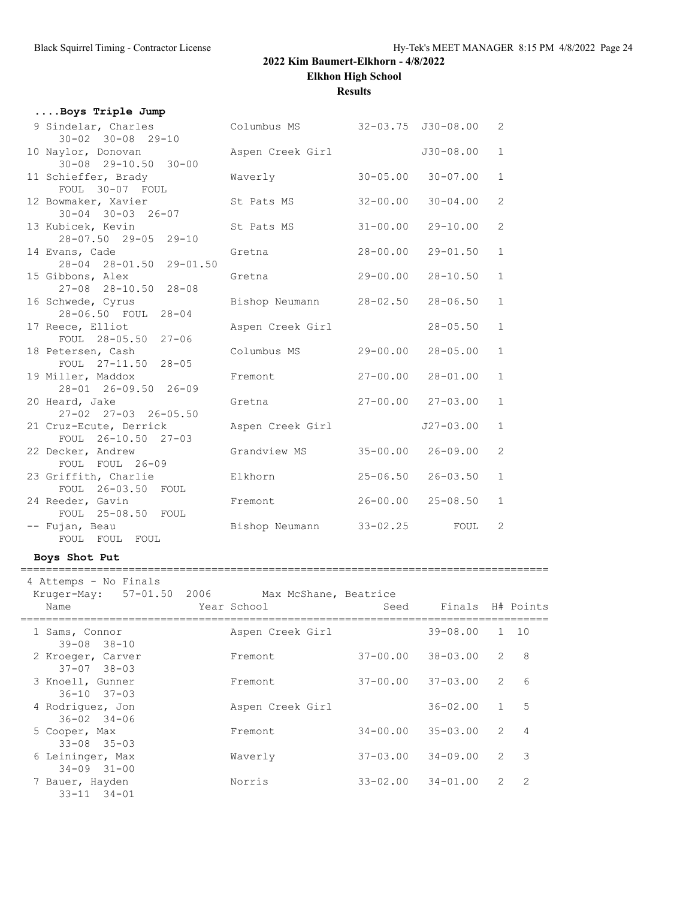## 2022 Kim Baumert-Elkhorn - 4/8/2022

### Elkhon High School

### Results

#### ....Boys Triple Jump

| Place | Name | School | Seed | Finals | H# |
|---|---|---|---|---|---|
| 9 | Sindelar, Charles | Columbus MS | 32-03.75 | J30-08.00 | 2 |
| | 30-02 30-08 29-10 | | | | |
| 10 | Naylor, Donovan | Aspen Creek Girl | | J30-08.00 | 1 |
| | 30-08 29-10.50 30-00 | | | | |
| 11 | Schieffer, Brady | Waverly | 30-05.00 | 30-07.00 | 1 |
| | FOUL 30-07 FOUL | | | | |
| 12 | Bowmaker, Xavier | St Pats MS | 32-00.00 | 30-04.00 | 2 |
| | 30-04 30-03 26-07 | | | | |
| 13 | Kubicek, Kevin | St Pats MS | 31-00.00 | 29-10.00 | 2 |
| | 28-07.50 29-05 29-10 | | | | |
| 14 | Evans, Cade | Gretna | 28-00.00 | 29-01.50 | 1 |
| | 28-04 28-01.50 29-01.50 | | | | |
| 15 | Gibbons, Alex | Gretna | 29-00.00 | 28-10.50 | 1 |
| | 27-08 28-10.50 28-08 | | | | |
| 16 | Schwede, Cyrus | Bishop Neumann | 28-02.50 | 28-06.50 | 1 |
| | 28-06.50 FOUL 28-04 | | | | |
| 17 | Reece, Elliot | Aspen Creek Girl | | 28-05.50 | 1 |
| | FOUL 28-05.50 27-06 | | | | |
| 18 | Petersen, Cash | Columbus MS | 29-00.00 | 28-05.00 | 1 |
| | FOUL 27-11.50 28-05 | | | | |
| 19 | Miller, Maddox | Fremont | 27-00.00 | 28-01.00 | 1 |
| | 28-01 26-09.50 26-09 | | | | |
| 20 | Heard, Jake | Gretna | 27-00.00 | 27-03.00 | 1 |
| | 27-02 27-03 26-05.50 | | | | |
| 21 | Cruz-Ecute, Derrick | Aspen Creek Girl | | J27-03.00 | 1 |
| | FOUL 26-10.50 27-03 | | | | |
| 22 | Decker, Andrew | Grandview MS | 35-00.00 | 26-09.00 | 2 |
| | FOUL FOUL 26-09 | | | | |
| 23 | Griffith, Charlie | Elkhorn | 25-06.50 | 26-03.50 | 1 |
| | FOUL 26-03.50 FOUL | | | | |
| 24 | Reeder, Gavin | Fremont | 26-00.00 | 25-08.50 | 1 |
| | FOUL 25-08.50 FOUL | | | | |
| -- | Fujan, Beau | Bishop Neumann | 33-02.25 | FOUL | 2 |
| | FOUL FOUL FOUL | | | | |

#### Boys Shot Put

4 Attemps - No Finals

Kruger-May: 57-01.50 2006 Max McShane, Beatrice

| Place | Name | Year School | Seed | Finals | H# | Points |
|---|---|---|---|---|---|---|
| 1 | Sams, Connor | Aspen Creek Girl | | 39-08.00 | 1 | 10 |
| | 39-08 38-10 | | | | | |
| 2 | Kroeger, Carver | Fremont | 37-00.00 | 38-03.00 | 2 | 8 |
| | 37-07 38-03 | | | | | |
| 3 | Knoell, Gunner | Fremont | 37-00.00 | 37-03.00 | 2 | 6 |
| | 36-10 37-03 | | | | | |
| 4 | Rodriguez, Jon | Aspen Creek Girl | | 36-02.00 | 1 | 5 |
| | 36-02 34-06 | | | | | |
| 5 | Cooper, Max | Fremont | 34-00.00 | 35-03.00 | 2 | 4 |
| | 33-08 35-03 | | | | | |
| 6 | Leininger, Max | Waverly | 37-03.00 | 34-09.00 | 2 | 3 |
| | 34-09 31-00 | | | | | |
| 7 | Bauer, Hayden | Norris | 33-02.00 | 34-01.00 | 2 | 2 |
| | 33-11 34-01 | | | | | |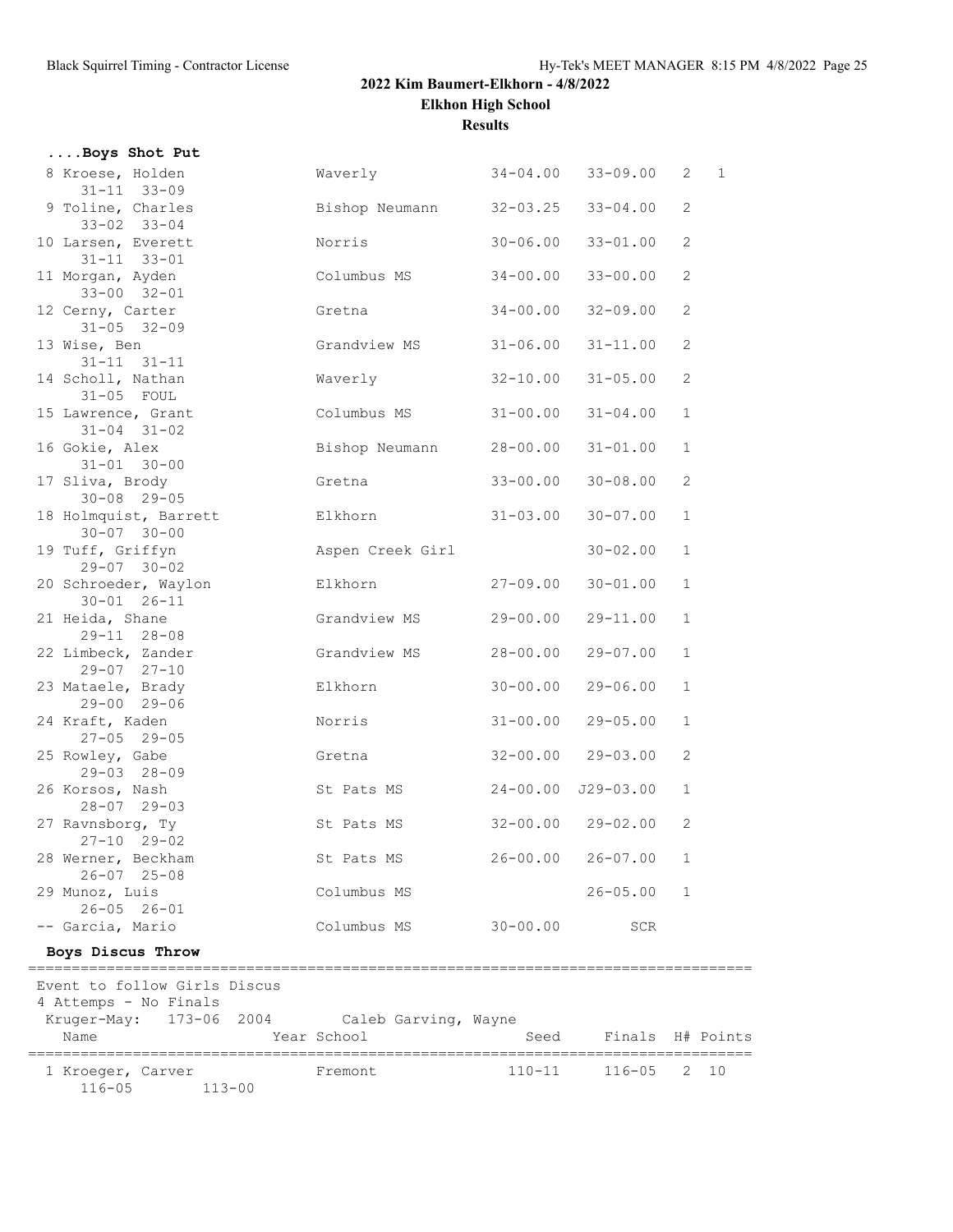## 2022 Kim Baumert-Elkhorn - 4/8/2022

### Elkhon High School

### Results

#### ....Boys Shot Put

| Place | Name | School | Seed | Finals | H# | Points |
|---|---|---|---|---|---|---|
| 8 | Kroese, Holden | Waverly | 34-04.00 | 33-09.00 | 2 | 1 |
| | 31-11 33-09 | | | | | |
| 9 | Toline, Charles | Bishop Neumann | 32-03.25 | 33-04.00 | 2 | |
| | 33-02 33-04 | | | | | |
| 10 | Larsen, Everett | Norris | 30-06.00 | 33-01.00 | 2 | |
| | 31-11 33-01 | | | | | |
| 11 | Morgan, Ayden | Columbus MS | 34-00.00 | 33-00.00 | 2 | |
| | 33-00 32-01 | | | | | |
| 12 | Cerny, Carter | Gretna | 34-00.00 | 32-09.00 | 2 | |
| | 31-05 32-09 | | | | | |
| 13 | Wise, Ben | Grandview MS | 31-06.00 | 31-11.00 | 2 | |
| | 31-11 31-11 | | | | | |
| 14 | Scholl, Nathan | Waverly | 32-10.00 | 31-05.00 | 2 | |
| | 31-05 FOUL | | | | | |
| 15 | Lawrence, Grant | Columbus MS | 31-00.00 | 31-04.00 | 1 | |
| | 31-04 31-02 | | | | | |
| 16 | Gokie, Alex | Bishop Neumann | 28-00.00 | 31-01.00 | 1 | |
| | 31-01 30-00 | | | | | |
| 17 | Sliva, Brody | Gretna | 33-00.00 | 30-08.00 | 2 | |
| | 30-08 29-05 | | | | | |
| 18 | Holmquist, Barrett | Elkhorn | 31-03.00 | 30-07.00 | 1 | |
| | 30-07 30-00 | | | | | |
| 19 | Tuff, Griffyn | Aspen Creek Girl | | 30-02.00 | 1 | |
| | 29-07 30-02 | | | | | |
| 20 | Schroeder, Waylon | Elkhorn | 27-09.00 | 30-01.00 | 1 | |
| | 30-01 26-11 | | | | | |
| 21 | Heida, Shane | Grandview MS | 29-00.00 | 29-11.00 | 1 | |
| | 29-11 28-08 | | | | | |
| 22 | Limbeck, Zander | Grandview MS | 28-00.00 | 29-07.00 | 1 | |
| | 29-07 27-10 | | | | | |
| 23 | Mataele, Brady | Elkhorn | 30-00.00 | 29-06.00 | 1 | |
| | 29-00 29-06 | | | | | |
| 24 | Kraft, Kaden | Norris | 31-00.00 | 29-05.00 | 1 | |
| | 27-05 29-05 | | | | | |
| 25 | Rowley, Gabe | Gretna | 32-00.00 | 29-03.00 | 2 | |
| | 29-03 28-09 | | | | | |
| 26 | Korsos, Nash | St Pats MS | 24-00.00 | J29-03.00 | 1 | |
| | 28-07 29-03 | | | | | |
| 27 | Ravnsborg, Ty | St Pats MS | 32-00.00 | 29-02.00 | 2 | |
| | 27-10 29-02 | | | | | |
| 28 | Werner, Beckham | St Pats MS | 26-00.00 | 26-07.00 | 1 | |
| | 26-07 25-08 | | | | | |
| 29 | Munoz, Luis | Columbus MS | | 26-05.00 | 1 | |
| | 26-05 26-01 | | | | | |
| -- | Garcia, Mario | Columbus MS | 30-00.00 | SCR | | |

#### Boys Discus Throw

Event to follow Girls Discus
4 Attemps - No Finals
Kruger-May: 173-06 2004 Caleb Garving, Wayne

| Place | Name | Year | School | Seed | Finals | H# | Points |
|---|---|---|---|---|---|---|---|
| 1 | Kroeger, Carver | | Fremont | 110-11 | 116-05 | 2 | 10 |
| | 116-05 113-00 | | | | | | |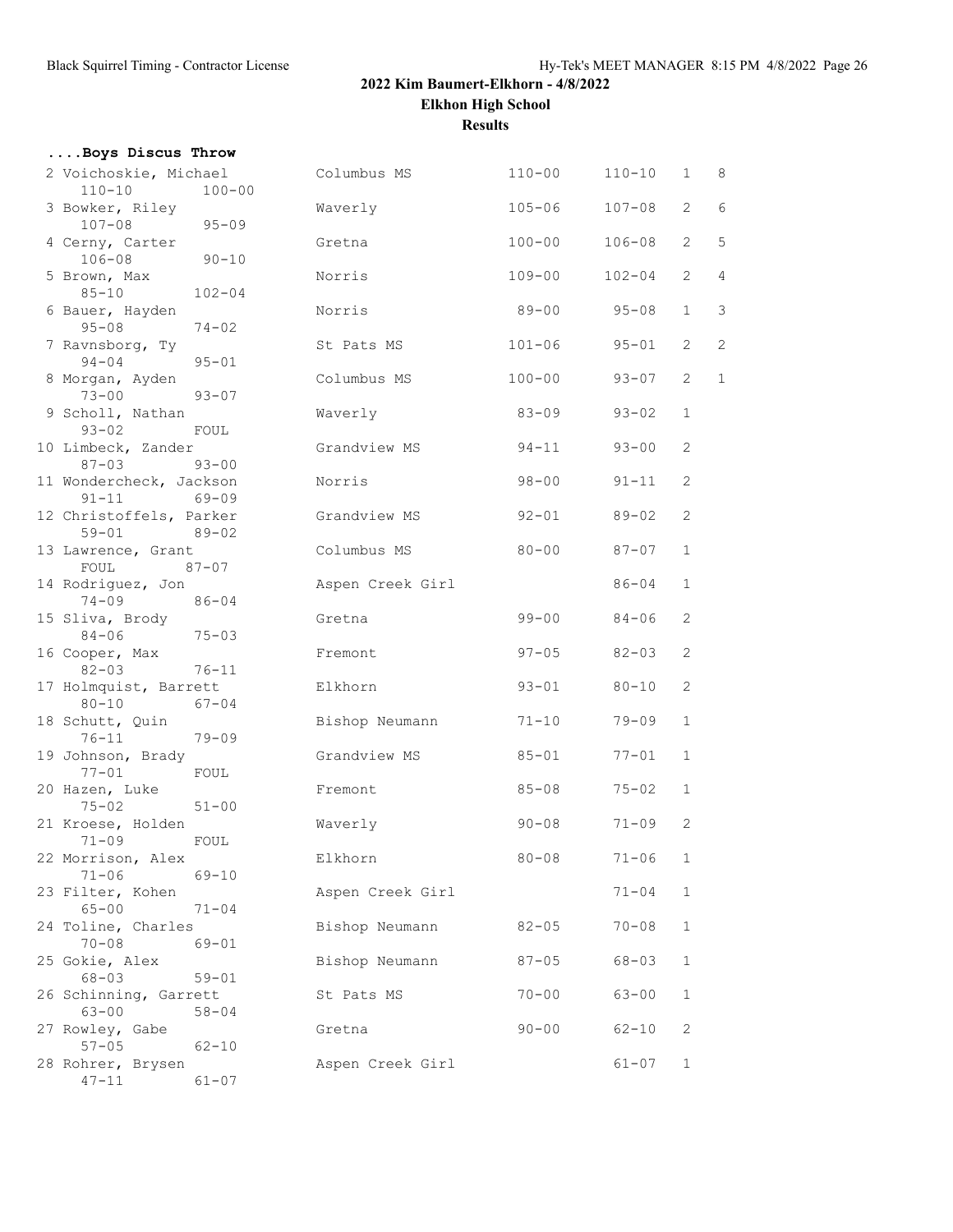# 2022 Kim Baumert-Elkhorn - 4/8/2022

## Elkhon High School

### Results

#### ....Boys Discus Throw

| Place | Name | School | Seed | Mark | Flight | Points |
|---|---|---|---|---|---|---|
| 2 | Voichoskie, Michael | Columbus MS | 110-00 | 110-10 | 1 | 8 |
| | 110-10 100-00 | | | | | |
| 3 | Bowker, Riley | Waverly | 105-06 | 107-08 | 2 | 6 |
| | 107-08 95-09 | | | | | |
| 4 | Cerny, Carter | Gretna | 100-00 | 106-08 | 2 | 5 |
| | 106-08 90-10 | | | | | |
| 5 | Brown, Max | Norris | 109-00 | 102-04 | 2 | 4 |
| | 85-10 102-04 | | | | | |
| 6 | Bauer, Hayden | Norris | 89-00 | 95-08 | 1 | 3 |
| | 95-08 74-02 | | | | | |
| 7 | Ravnsborg, Ty | St Pats MS | 101-06 | 95-01 | 2 | 2 |
| | 94-04 95-01 | | | | | |
| 8 | Morgan, Ayden | Columbus MS | 100-00 | 93-07 | 2 | 1 |
| | 73-00 93-07 | | | | | |
| 9 | Scholl, Nathan | Waverly | 83-09 | 93-02 | 1 | |
| | 93-02 FOUL | | | | | |
| 10 | Limbeck, Zander | Grandview MS | 94-11 | 93-00 | 2 | |
| | 87-03 93-00 | | | | | |
| 11 | Wondercheck, Jackson | Norris | 98-00 | 91-11 | 2 | |
| | 91-11 69-09 | | | | | |
| 12 | Christoffels, Parker | Grandview MS | 92-01 | 89-02 | 2 | |
| | 59-01 89-02 | | | | | |
| 13 | Lawrence, Grant | Columbus MS | 80-00 | 87-07 | 1 | |
| | FOUL 87-07 | | | | | |
| 14 | Rodriguez, Jon | Aspen Creek Girl | | 86-04 | 1 | |
| | 74-09 86-04 | | | | | |
| 15 | Sliva, Brody | Gretna | 99-00 | 84-06 | 2 | |
| | 84-06 75-03 | | | | | |
| 16 | Cooper, Max | Fremont | 97-05 | 82-03 | 2 | |
| | 82-03 76-11 | | | | | |
| 17 | Holmquist, Barrett | Elkhorn | 93-01 | 80-10 | 2 | |
| | 80-10 67-04 | | | | | |
| 18 | Schutt, Quin | Bishop Neumann | 71-10 | 79-09 | 1 | |
| | 76-11 79-09 | | | | | |
| 19 | Johnson, Brady | Grandview MS | 85-01 | 77-01 | 1 | |
| | 77-01 FOUL | | | | | |
| 20 | Hazen, Luke | Fremont | 85-08 | 75-02 | 1 | |
| | 75-02 51-00 | | | | | |
| 21 | Kroese, Holden | Waverly | 90-08 | 71-09 | 2 | |
| | 71-09 FOUL | | | | | |
| 22 | Morrison, Alex | Elkhorn | 80-08 | 71-06 | 1 | |
| | 71-06 69-10 | | | | | |
| 23 | Filter, Kohen | Aspen Creek Girl | | 71-04 | 1 | |
| | 65-00 71-04 | | | | | |
| 24 | Toline, Charles | Bishop Neumann | 82-05 | 70-08 | 1 | |
| | 70-08 69-01 | | | | | |
| 25 | Gokie, Alex | Bishop Neumann | 87-05 | 68-03 | 1 | |
| | 68-03 59-01 | | | | | |
| 26 | Schinning, Garrett | St Pats MS | 70-00 | 63-00 | 1 | |
| | 63-00 58-04 | | | | | |
| 27 | Rowley, Gabe | Gretna | 90-00 | 62-10 | 2 | |
| | 57-05 62-10 | | | | | |
| 28 | Rohrer, Brysen | Aspen Creek Girl | | 61-07 | 1 | |
| | 47-11 61-07 | | | | | |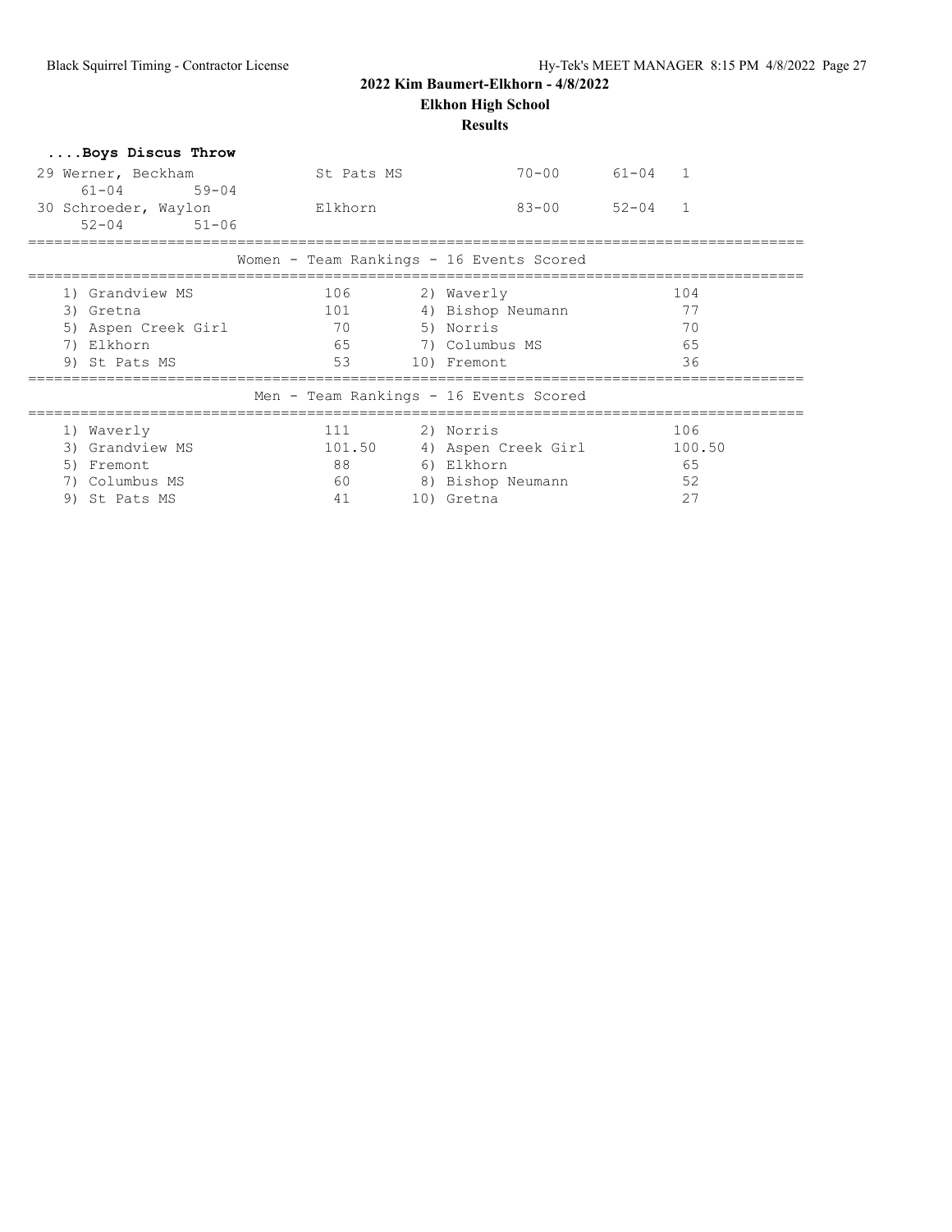# 2022 Kim Baumert-Elkhorn - 4/8/2022

## Elkhon High School

### Results

**....Boys Discus Throw**

| | | | | | |
|---|---|---|---|---|---|
| 29 Werner, Beckham | St Pats MS | 70-00 | 61-04 | 1 | |
| 61-04 | 59-04 | | | | |
| 30 Schroeder, Waylon | Elkhorn | 83-00 | 52-04 | 1 | |
| 52-04 | 51-06 | | | | |

### Women - Team Rankings - 16 Events Scored

| | | | |
|---|---|---|---|
| 1) Grandview MS | 106 | 2) Waverly | 104 |
| 3) Gretna | 101 | 4) Bishop Neumann | 77 |
| 5) Aspen Creek Girl | 70 | 5) Norris | 70 |
| 7) Elkhorn | 65 | 7) Columbus MS | 65 |
| 9) St Pats MS | 53 | 10) Fremont | 36 |

### Men - Team Rankings - 16 Events Scored

| | | | |
|---|---|---|---|
| 1) Waverly | 111 | 2) Norris | 106 |
| 3) Grandview MS | 101.50 | 4) Aspen Creek Girl | 100.50 |
| 5) Fremont | 88 | 6) Elkhorn | 65 |
| 7) Columbus MS | 60 | 8) Bishop Neumann | 52 |
| 9) St Pats MS | 41 | 10) Gretna | 27 |